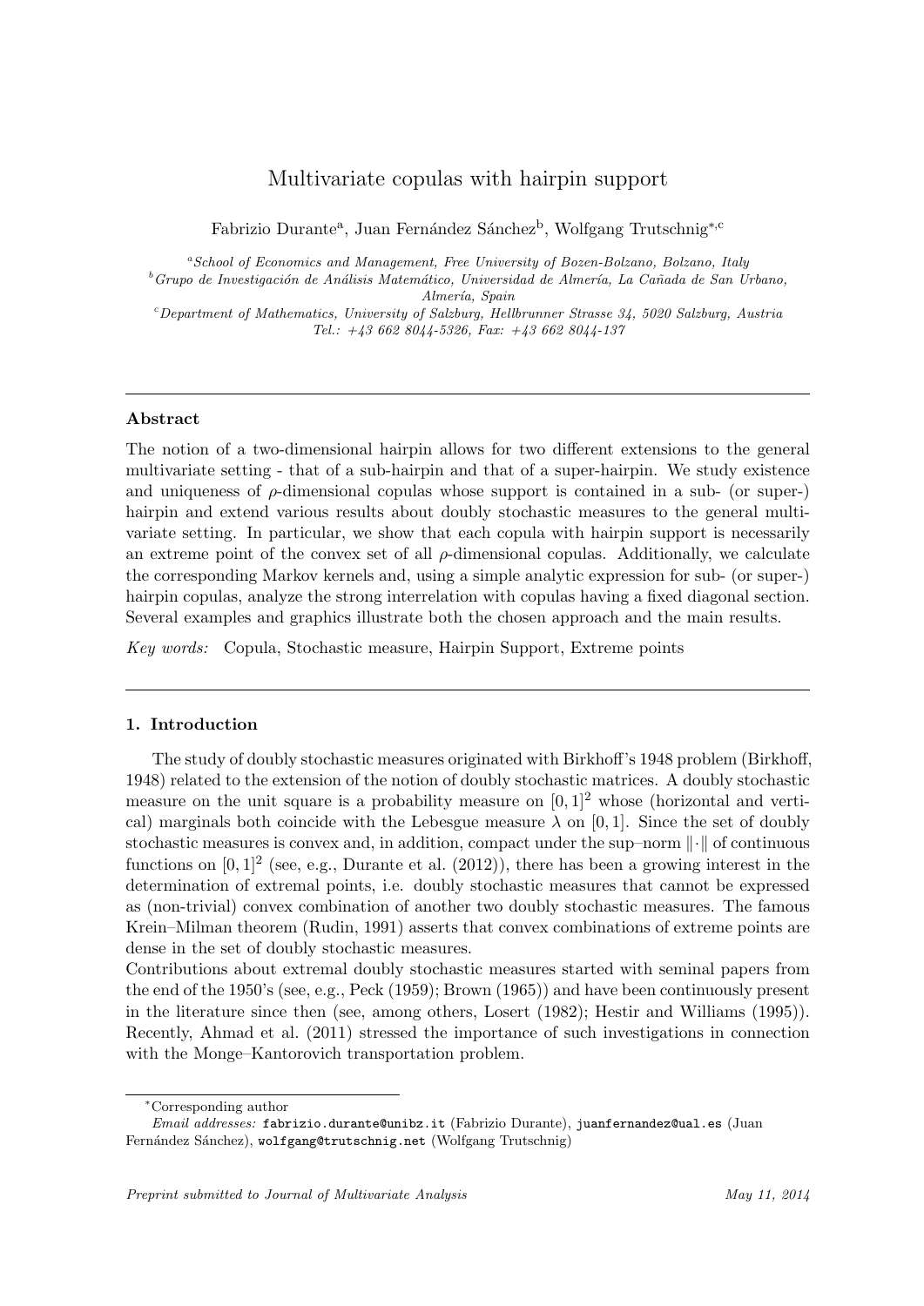# Multivariate copulas with hairpin support

Fabrizio Durante[a], Juan Fernández Sánchez[b], Wolfgang Trutschnig[*,c]

[a] *School of Economics and Management, Free University of Bozen-Bolzano, Bolzano, Italy*

[b] *Grupo de Investigación de Análisis Matemático, Universidad de Almería, La Cañada de San Urbano, Almería, Spain*

[c] *Department of Mathematics, University of Salzburg, Hellbrunner Strasse 34, 5020 Salzburg, Austria Tel.: +43 662 8044-5326, Fax: +43 662 8044-137*

---

### Abstract

The notion of a two-dimensional hairpin allows for two different extensions to the general multivariate setting - that of a sub-hairpin and that of a super-hairpin. We study existence and uniqueness of $\rho$-dimensional copulas whose support is contained in a sub- (or super-) hairpin and extend various results about doubly stochastic measures to the general multivariate setting. In particular, we show that each copula with hairpin support is necessarily an extreme point of the convex set of all $\rho$-dimensional copulas. Additionally, we calculate the corresponding Markov kernels and, using a simple analytic expression for sub- (or super-) hairpin copulas, analyze the strong interrelation with copulas having a fixed diagonal section. Several examples and graphics illustrate both the chosen approach and the main results.

*Key words:* Copula, Stochastic measure, Hairpin Support, Extreme points

---

## 1. Introduction

The study of doubly stochastic measures originated with Birkhoff's 1948 problem (Birkhoff, 1948) related to the extension of the notion of doubly stochastic matrices. A doubly stochastic measure on the unit square is a probability measure on $[0,1]^2$ whose (horizontal and vertical) marginals both coincide with the Lebesgue measure $\lambda$ on $[0,1]$. Since the set of doubly stochastic measures is convex and, in addition, compact under the sup–norm $\|\cdot\|$ of continuous functions on $[0,1]^2$ (see, e.g., Durante et al. (2012)), there has been a growing interest in the determination of extremal points, i.e. doubly stochastic measures that cannot be expressed as (non-trivial) convex combination of another two doubly stochastic measures. The famous Krein–Milman theorem (Rudin, 1991) asserts that convex combinations of extreme points are dense in the set of doubly stochastic measures.

Contributions about extremal doubly stochastic measures started with seminal papers from the end of the 1950's (see, e.g., Peck (1959); Brown (1965)) and have been continuously present in the literature since then (see, among others, Losert (1982); Hestir and Williams (1995)). Recently, Ahmad et al. (2011) stressed the importance of such investigations in connection with the Monge–Kantorovich transportation problem.

---

[*] Corresponding author

*Email addresses:* fabrizio.durante@unibz.it (Fabrizio Durante), juanfernandez@ual.es (Juan Fernández Sánchez), wolfgang@trutschnig.net (Wolfgang Trutschnig)

*Preprint submitted to Journal of Multivariate Analysis* May 11, 2014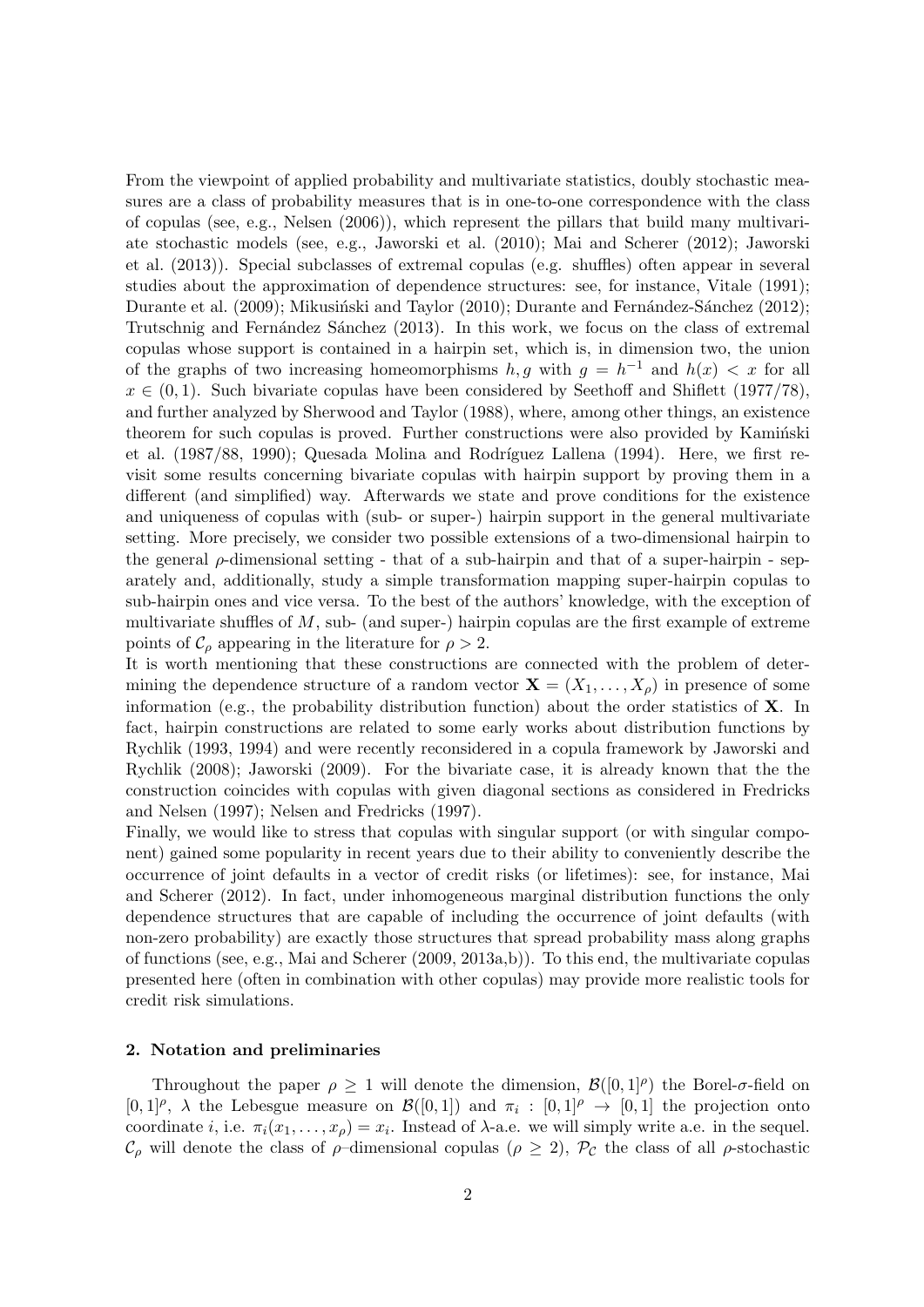From the viewpoint of applied probability and multivariate statistics, doubly stochastic measures are a class of probability measures that is in one-to-one correspondence with the class of copulas (see, e.g., Nelsen (2006)), which represent the pillars that build many multivariate stochastic models (see, e.g., Jaworski et al. (2010); Mai and Scherer (2012); Jaworski et al. (2013)). Special subclasses of extremal copulas (e.g. shuffles) often appear in several studies about the approximation of dependence structures: see, for instance, Vitale (1991); Durante et al. (2009); Mikusiński and Taylor (2010); Durante and Fernández-Sánchez (2012); Trutschnig and Fernández Sánchez (2013). In this work, we focus on the class of extremal copulas whose support is contained in a hairpin set, which is, in dimension two, the union of the graphs of two increasing homeomorphisms $h, g$ with $g = h^{-1}$ and $h(x) < x$ for all $x \in (0, 1)$. Such bivariate copulas have been considered by Seethoff and Shiflett (1977/78), and further analyzed by Sherwood and Taylor (1988), where, among other things, an existence theorem for such copulas is proved. Further constructions were also provided by Kamiński et al. (1987/88, 1990); Quesada Molina and Rodríguez Lallena (1994). Here, we first revisit some results concerning bivariate copulas with hairpin support by proving them in a different (and simplified) way. Afterwards we state and prove conditions for the existence and uniqueness of copulas with (sub- or super-) hairpin support in the general multivariate setting. More precisely, we consider two possible extensions of a two-dimensional hairpin to the general $\rho$-dimensional setting - that of a sub-hairpin and that of a super-hairpin - separately and, additionally, study a simple transformation mapping super-hairpin copulas to sub-hairpin ones and vice versa. To the best of the authors' knowledge, with the exception of multivariate shuffles of $M$, sub- (and super-) hairpin copulas are the first example of extreme points of $\mathcal{C}_\rho$ appearing in the literature for $\rho > 2$.

It is worth mentioning that these constructions are connected with the problem of determining the dependence structure of a random vector $\mathbf{X} = (X_1, \ldots, X_\rho)$ in presence of some information (e.g., the probability distribution function) about the order statistics of $\mathbf{X}$. In fact, hairpin constructions are related to some early works about distribution functions by Rychlik (1993, 1994) and were recently reconsidered in a copula framework by Jaworski and Rychlik (2008); Jaworski (2009). For the bivariate case, it is already known that the the construction coincides with copulas with given diagonal sections as considered in Fredricks and Nelsen (1997); Nelsen and Fredricks (1997).

Finally, we would like to stress that copulas with singular support (or with singular component) gained some popularity in recent years due to their ability to conveniently describe the occurrence of joint defaults in a vector of credit risks (or lifetimes): see, for instance, Mai and Scherer (2012). In fact, under inhomogeneous marginal distribution functions the only dependence structures that are capable of including the occurrence of joint defaults (with non-zero probability) are exactly those structures that spread probability mass along graphs of functions (see, e.g., Mai and Scherer (2009, 2013a,b)). To this end, the multivariate copulas presented here (often in combination with other copulas) may provide more realistic tools for credit risk simulations.

## 2. Notation and preliminaries

Throughout the paper $\rho \geq 1$ will denote the dimension, $\mathcal{B}([0,1]^\rho)$ the Borel-$\sigma$-field on $[0,1]^\rho$, $\lambda$ the Lebesgue measure on $\mathcal{B}([0,1])$ and $\pi_i : [0,1]^\rho \to [0,1]$ the projection onto coordinate $i$, i.e. $\pi_i(x_1, \ldots, x_\rho) = x_i$. Instead of $\lambda$-a.e. we will simply write a.e. in the sequel. $\mathcal{C}_\rho$ will denote the class of $\rho$–dimensional copulas ($\rho \geq 2$), $\mathcal{P}_\mathcal{C}$ the class of all $\rho$-stochastic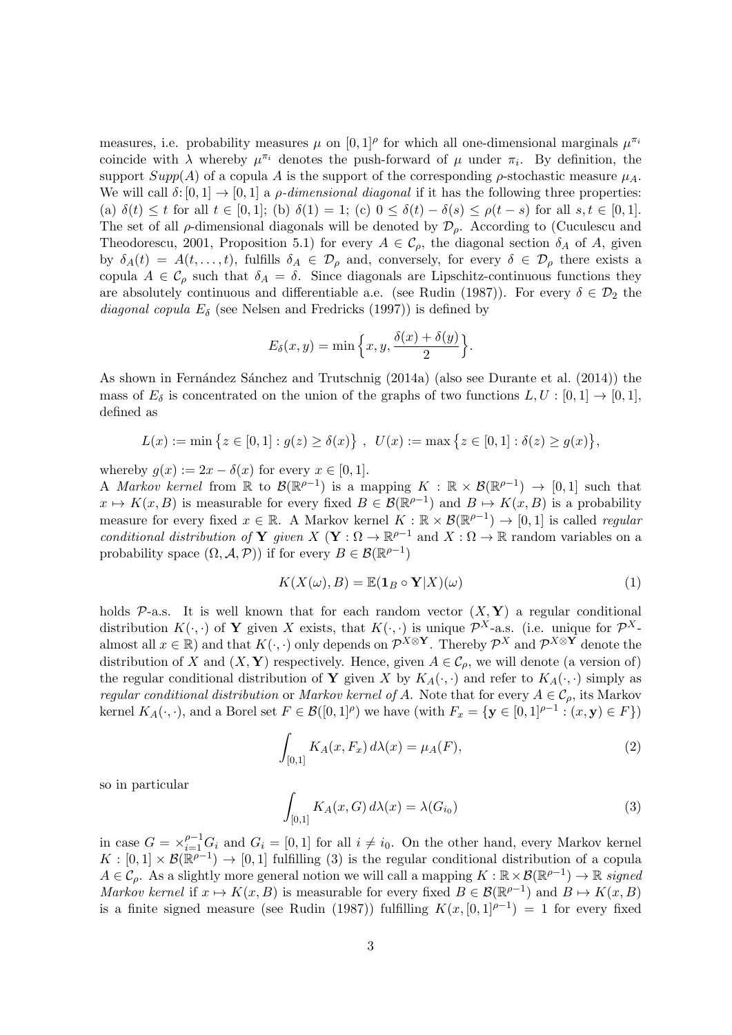measures, i.e. probability measures $\mu$ on $[0,1]^\rho$ for which all one-dimensional marginals $\mu^{\pi_i}$ coincide with $\lambda$ whereby $\mu^{\pi_i}$ denotes the push-forward of $\mu$ under $\pi_i$. By definition, the support $Supp(A)$ of a copula $A$ is the support of the corresponding $\rho$-stochastic measure $\mu_A$. We will call $\delta\colon[0,1]\to[0,1]$ a *$\rho$-dimensional diagonal* if it has the following three properties: (a) $\delta(t)\le t$ for all $t\in[0,1]$; (b) $\delta(1)=1$; (c) $0\le\delta(t)-\delta(s)\le\rho(t-s)$ for all $s,t\in[0,1]$. The set of all $\rho$-dimensional diagonals will be denoted by $\mathcal{D}_\rho$. According to (Cuculescu and Theodorescu, 2001, Proposition 5.1) for every $A\in\mathcal{C}_\rho$, the diagonal section $\delta_A$ of $A$, given by $\delta_A(t)=A(t,\ldots,t)$, fulfills $\delta_A\in\mathcal{D}_\rho$ and, conversely, for every $\delta\in\mathcal{D}_\rho$ there exists a copula $A\in\mathcal{C}_\rho$ such that $\delta_A=\delta$. Since diagonals are Lipschitz-continuous functions they are absolutely continuous and differentiable a.e. (see Rudin (1987)). For every $\delta\in\mathcal{D}_2$ the *diagonal copula* $E_\delta$ (see Nelsen and Fredricks (1997)) is defined by

$$E_\delta(x,y)=\min\Big\{x,y,\frac{\delta(x)+\delta(y)}{2}\Big\}.$$

As shown in Fernández Sánchez and Trutschnig (2014a) (also see Durante et al. (2014)) the mass of $E_\delta$ is concentrated on the union of the graphs of two functions $L,U:[0,1]\to[0,1]$, defined as

$$L(x):=\min\big\{z\in[0,1]:g(z)\ge\delta(x)\big\}\ ,\ \ U(x):=\max\big\{z\in[0,1]:\delta(z)\ge g(x)\big\},$$

whereby $g(x):=2x-\delta(x)$ for every $x\in[0,1]$.

A *Markov kernel* from $\mathbb{R}$ to $\mathcal{B}(\mathbb{R}^{\rho-1})$ is a mapping $K:\mathbb{R}\times\mathcal{B}(\mathbb{R}^{\rho-1})\to[0,1]$ such that $x\mapsto K(x,B)$ is measurable for every fixed $B\in\mathcal{B}(\mathbb{R}^{\rho-1})$ and $B\mapsto K(x,B)$ is a probability measure for every fixed $x\in\mathbb{R}$. A Markov kernel $K:\mathbb{R}\times\mathcal{B}(\mathbb{R}^{\rho-1})\to[0,1]$ is called *regular conditional distribution of* $\mathbf{Y}$ *given* $X$ ($\mathbf{Y}:\Omega\to\mathbb{R}^{\rho-1}$ and $X:\Omega\to\mathbb{R}$ random variables on a probability space $(\Omega,\mathcal{A},\mathcal{P})$) if for every $B\in\mathcal{B}(\mathbb{R}^{\rho-1})$

$$K(X(\omega),B)=\mathbb{E}(\mathbf{1}_B\circ\mathbf{Y}|X)(\omega) \tag{1}$$

holds $\mathcal{P}$-a.s. It is well known that for each random vector $(X,\mathbf{Y})$ a regular conditional distribution $K(\cdot,\cdot)$ of $\mathbf{Y}$ given $X$ exists, that $K(\cdot,\cdot)$ is unique $\mathcal{P}^X$-a.s. (i.e. unique for $\mathcal{P}^X$-almost all $x\in\mathbb{R}$) and that $K(\cdot,\cdot)$ only depends on $\mathcal{P}^{X\otimes\mathbf{Y}}$. Thereby $\mathcal{P}^X$ and $\mathcal{P}^{X\otimes\mathbf{Y}}$ denote the distribution of $X$ and $(X,\mathbf{Y})$ respectively. Hence, given $A\in\mathcal{C}_\rho$, we will denote (a version of) the regular conditional distribution of $\mathbf{Y}$ given $X$ by $K_A(\cdot,\cdot)$ and refer to $K_A(\cdot,\cdot)$ simply as *regular conditional distribution* or *Markov kernel of* $A$. Note that for every $A\in\mathcal{C}_\rho$, its Markov kernel $K_A(\cdot,\cdot)$, and a Borel set $F\in\mathcal{B}([0,1]^\rho)$ we have (with $F_x=\{\mathbf{y}\in[0,1]^{\rho-1}:(x,\mathbf{y})\in F\}$)

$$\int_{[0,1]}K_A(x,F_x)\,d\lambda(x)=\mu_A(F), \tag{2}$$

so in particular

$$\int_{[0,1]}K_A(x,G)\,d\lambda(x)=\lambda(G_{i_0}) \tag{3}$$

in case $G=\times_{i=1}^{\rho-1}G_i$ and $G_i=[0,1]$ for all $i\ne i_0$. On the other hand, every Markov kernel $K:[0,1]\times\mathcal{B}(\mathbb{R}^{\rho-1})\to[0,1]$ fulfilling (3) is the regular conditional distribution of a copula $A\in\mathcal{C}_\rho$. As a slightly more general notion we will call a mapping $K:\mathbb{R}\times\mathcal{B}(\mathbb{R}^{\rho-1})\to\mathbb{R}$ *signed Markov kernel* if $x\mapsto K(x,B)$ is measurable for every fixed $B\in\mathcal{B}(\mathbb{R}^{\rho-1})$ and $B\mapsto K(x,B)$ is a finite signed measure (see Rudin (1987)) fulfilling $K(x,[0,1]^{\rho-1})=1$ for every fixed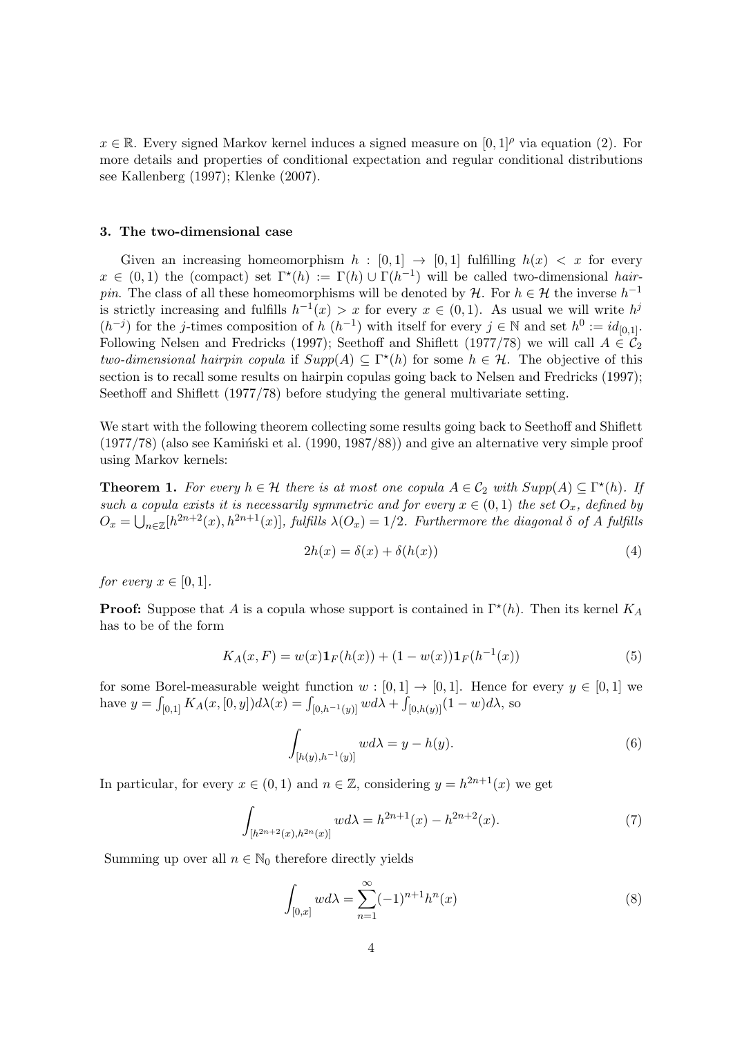$x \in \mathbb{R}$. Every signed Markov kernel induces a signed measure on $[0,1]^\rho$ via equation (2). For more details and properties of conditional expectation and regular conditional distributions see Kallenberg (1997); Klenke (2007).

## 3. The two-dimensional case

Given an increasing homeomorphism $h : [0,1] \to [0,1]$ fulfilling $h(x) < x$ for every $x \in (0,1)$ the (compact) set $\Gamma^\star(h) := \Gamma(h) \cup \Gamma(h^{-1})$ will be called two-dimensional *hairpin*. The class of all these homeomorphisms will be denoted by $\mathcal{H}$. For $h \in \mathcal{H}$ the inverse $h^{-1}$ is strictly increasing and fulfills $h^{-1}(x) > x$ for every $x \in (0,1)$. As usual we will write $h^j$ ($h^{-j}$) for the $j$-times composition of $h$ ($h^{-1}$) with itself for every $j \in \mathbb{N}$ and set $h^0 := id_{[0,1]}$. Following Nelsen and Fredricks (1997); Seethoff and Shiflett (1977/78) we will call $A \in \mathcal{C}_2$ *two-dimensional hairpin copula* if $Supp(A) \subseteq \Gamma^\star(h)$ for some $h \in \mathcal{H}$. The objective of this section is to recall some results on hairpin copulas going back to Nelsen and Fredricks (1997); Seethoff and Shiflett (1977/78) before studying the general multivariate setting.

We start with the following theorem collecting some results going back to Seethoff and Shiflett (1977/78) (also see Kamiński et al. (1990, 1987/88)) and give an alternative very simple proof using Markov kernels:

**Theorem 1.** *For every $h \in \mathcal{H}$ there is at most one copula $A \in \mathcal{C}_2$ with $Supp(A) \subseteq \Gamma^\star(h)$. If such a copula exists it is necessarily symmetric and for every $x \in (0,1)$ the set $O_x$, defined by $O_x = \bigcup_{n \in \mathbb{Z}} [h^{2n+2}(x), h^{2n+1}(x)]$, fulfills $\lambda(O_x) = 1/2$. Furthermore the diagonal $\delta$ of $A$ fulfills*

$$2h(x) = \delta(x) + \delta(h(x)) \tag{4}$$

*for every $x \in [0,1]$.*

**Proof:** Suppose that $A$ is a copula whose support is contained in $\Gamma^\star(h)$. Then its kernel $K_A$ has to be of the form

$$K_A(x,F) = w(x)\mathbf{1}_F(h(x)) + (1-w(x))\mathbf{1}_F(h^{-1}(x)) \tag{5}$$

for some Borel-measurable weight function $w : [0,1] \to [0,1]$. Hence for every $y \in [0,1]$ we have $y = \int_{[0,1]} K_A(x,[0,y]) d\lambda(x) = \int_{[0,h^{-1}(y)]} w d\lambda + \int_{[0,h(y)]} (1-w) d\lambda$, so

$$\int_{[h(y),h^{-1}(y)]} w d\lambda = y - h(y). \tag{6}$$

In particular, for every $x \in (0,1)$ and $n \in \mathbb{Z}$, considering $y = h^{2n+1}(x)$ we get

$$\int_{[h^{2n+2}(x),h^{2n}(x)]} w d\lambda = h^{2n+1}(x) - h^{2n+2}(x). \tag{7}$$

Summing up over all $n \in \mathbb{N}_0$ therefore directly yields

$$\int_{[0,x]} w d\lambda = \sum_{n=1}^{\infty} (-1)^{n+1} h^n(x) \tag{8}$$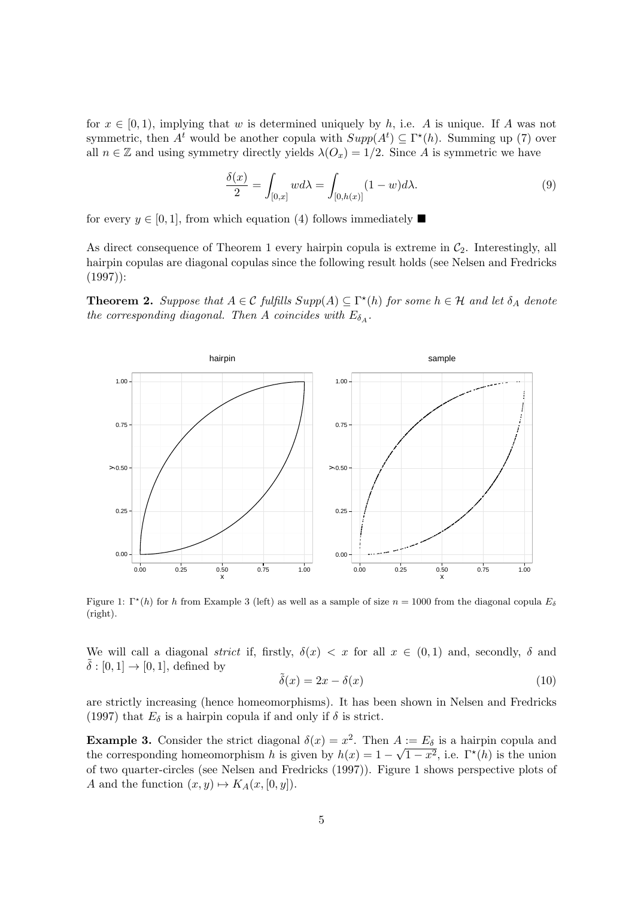for $x \in [0, 1)$, implying that $w$ is determined uniquely by $h$, i.e. $A$ is unique. If $A$ was not symmetric, then $A^t$ would be another copula with $Supp(A^t) \subseteq \Gamma^\star(h)$. Summing up (7) over all $n \in \mathbb{Z}$ and using symmetry directly yields $\lambda(O_x) = 1/2$. Since $A$ is symmetric we have

$$\frac{\delta(x)}{2} = \int_{[0,x]} w d\lambda = \int_{[0,h(x)]} (1 - w) d\lambda. \tag{9}$$

for every $y \in [0, 1]$, from which equation (4) follows immediately ■

As direct consequence of Theorem 1 every hairpin copula is extreme in $\mathcal{C}_2$. Interestingly, all hairpin copulas are diagonal copulas since the following result holds (see Nelsen and Fredricks (1997)):

**Theorem 2.** *Suppose that $A \in \mathcal{C}$ fulfills $Supp(A) \subseteq \Gamma^\star(h)$ for some $h \in \mathcal{H}$ and let $\delta_A$ denote the corresponding diagonal. Then $A$ coincides with $E_{\delta_A}$.*

Figure 1: $\Gamma^\star(h)$ for $h$ from Example 3 (left) as well as a sample of size $n = 1000$ from the diagonal copula $E_\delta$ (right).

We will call a diagonal *strict* if, firstly, $\delta(x) < x$ for all $x \in (0, 1)$ and, secondly, $\delta$ and $\tilde{\delta} : [0, 1] \to [0, 1]$, defined by

$$\tilde{\delta}(x) = 2x - \delta(x) \tag{10}$$

are strictly increasing (hence homeomorphisms). It has been shown in Nelsen and Fredricks (1997) that $E_\delta$ is a hairpin copula if and only if $\delta$ is strict.

**Example 3.** Consider the strict diagonal $\delta(x) = x^2$. Then $A := E_\delta$ is a hairpin copula and the corresponding homeomorphism $h$ is given by $h(x) = 1 - \sqrt{1 - x^2}$, i.e. $\Gamma^\star(h)$ is the union of two quarter-circles (see Nelsen and Fredricks (1997)). Figure 1 shows perspective plots of $A$ and the function $(x, y) \mapsto K_A(x, [0, y])$.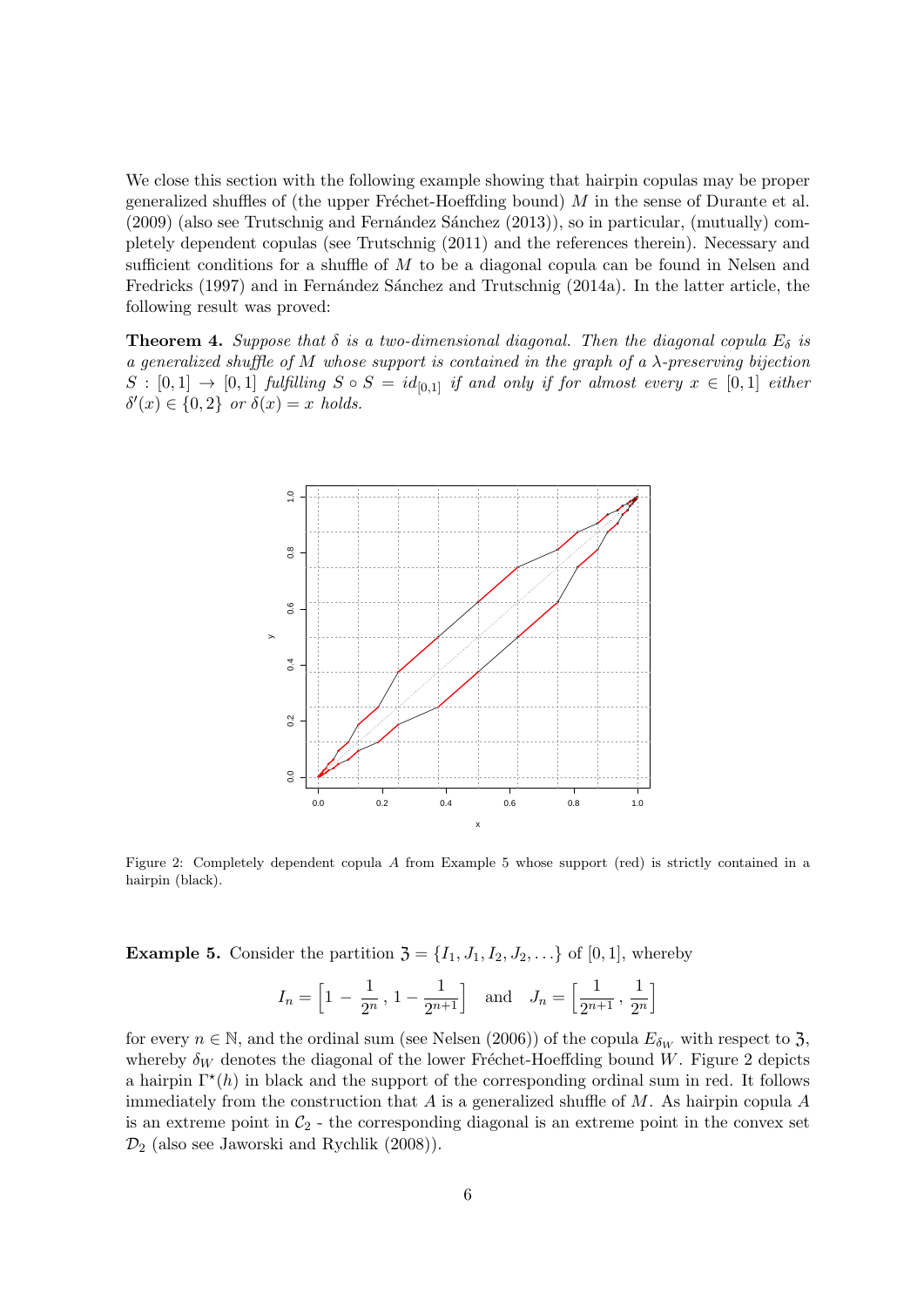We close this section with the following example showing that hairpin copulas may be proper generalized shuffles of (the upper Fréchet-Hoeffding bound) $M$ in the sense of Durante et al. (2009) (also see Trutschnig and Fernández Sánchez (2013)), so in particular, (mutually) completely dependent copulas (see Trutschnig (2011) and the references therein). Necessary and sufficient conditions for a shuffle of $M$ to be a diagonal copula can be found in Nelsen and Fredricks (1997) and in Fernández Sánchez and Trutschnig (2014a). In the latter article, the following result was proved:

**Theorem 4.** *Suppose that $\delta$ is a two-dimensional diagonal. Then the diagonal copula $E_\delta$ is a generalized shuffle of $M$ whose support is contained in the graph of a $\lambda$-preserving bijection $S : [0,1] \to [0,1]$ fulfilling $S \circ S = id_{[0,1]}$ if and only if for almost every $x \in [0,1]$ either $\delta'(x) \in \{0,2\}$ or $\delta(x) = x$ holds.*

Figure 2: Completely dependent copula $A$ from Example 5 whose support (red) is strictly contained in a hairpin (black).

**Example 5.** Consider the partition $\mathfrak{Z} = \{I_1, J_1, I_2, J_2, \ldots\}$ of $[0,1]$, whereby

$$I_n = \Big[1 - \frac{1}{2^n}\,,\, 1 - \frac{1}{2^{n+1}}\Big] \quad \text{and} \quad J_n = \Big[\frac{1}{2^{n+1}}\,,\, \frac{1}{2^n}\Big]$$

for every $n \in \mathbb{N}$, and the ordinal sum (see Nelsen (2006)) of the copula $E_{\delta_W}$ with respect to $\mathfrak{Z}$, whereby $\delta_W$ denotes the diagonal of the lower Fréchet-Hoeffding bound $W$. Figure 2 depicts a hairpin $\Gamma^\star(h)$ in black and the support of the corresponding ordinal sum in red. It follows immediately from the construction that $A$ is a generalized shuffle of $M$. As hairpin copula $A$ is an extreme point in $\mathcal{C}_2$ - the corresponding diagonal is an extreme point in the convex set $\mathcal{D}_2$ (also see Jaworski and Rychlik (2008)).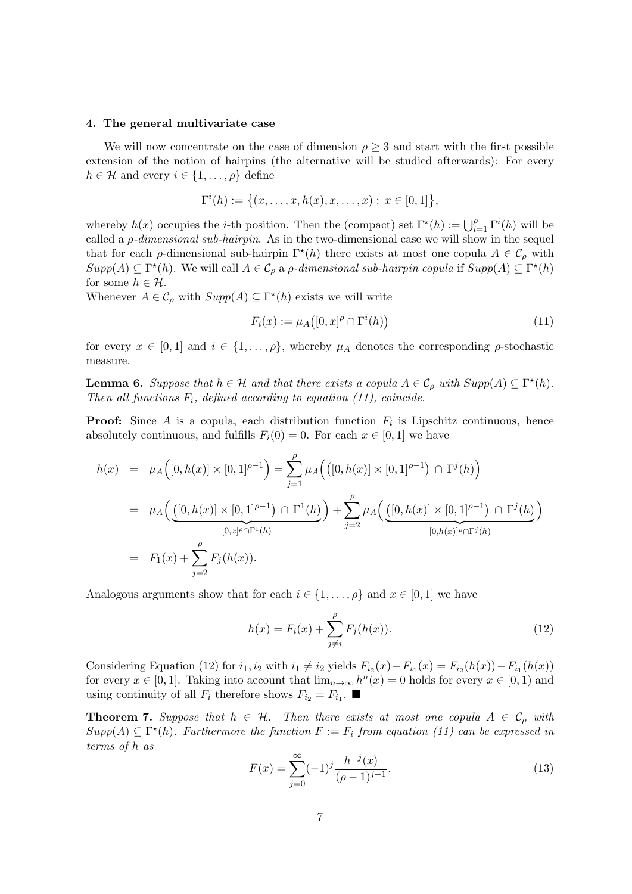#### 4. The general multivariate case

We will now concentrate on the case of dimension $\rho \geq 3$ and start with the first possible extension of the notion of hairpins (the alternative will be studied afterwards): For every $h \in \mathcal{H}$ and every $i \in \{1, \ldots, \rho\}$ define

$$\Gamma^i(h) := \big\{(x, \ldots, x, h(x), x, \ldots, x) : x \in [0,1]\big\},$$

whereby $h(x)$ occupies the $i$-th position. Then the (compact) set $\Gamma^\star(h) := \bigcup_{i=1}^{\rho} \Gamma^i(h)$ will be called a *$\rho$-dimensional sub-hairpin*. As in the two-dimensional case we will show in the sequel that for each $\rho$-dimensional sub-hairpin $\Gamma^\star(h)$ there exists at most one copula $A \in \mathcal{C}_\rho$ with $Supp(A) \subseteq \Gamma^\star(h)$. We will call $A \in \mathcal{C}_\rho$ a *$\rho$-dimensional sub-hairpin copula* if $Supp(A) \subseteq \Gamma^\star(h)$ for some $h \in \mathcal{H}$.
Whenever $A \in \mathcal{C}_\rho$ with $Supp(A) \subseteq \Gamma^\star(h)$ exists we will write

$$F_i(x) := \mu_A\big([0,x]^\rho \cap \Gamma^i(h)\big) \tag{11}$$

for every $x \in [0,1]$ and $i \in \{1, \ldots, \rho\}$, whereby $\mu_A$ denotes the corresponding $\rho$-stochastic measure.

**Lemma 6.** *Suppose that $h \in \mathcal{H}$ and that there exists a copula $A \in \mathcal{C}_\rho$ with $Supp(A) \subseteq \Gamma^\star(h)$. Then all functions $F_i$, defined according to equation (11), coincide.*

**Proof:** Since $A$ is a copula, each distribution function $F_i$ is Lipschitz continuous, hence absolutely continuous, and fulfills $F_i(0) = 0$. For each $x \in [0,1]$ we have

$$\begin{aligned}
h(x) &= \mu_A\Big([0,h(x)] \times [0,1]^{\rho-1}\Big) = \sum_{j=1}^{\rho} \mu_A\Big(\big([0,h(x)] \times [0,1]^{\rho-1}\big) \cap \Gamma^j(h)\Big) \\
&= \mu_A\Big(\underbrace{\big([0,h(x)] \times [0,1]^{\rho-1}\big) \cap \Gamma^1(h)}_{[0,x]^\rho \cap \Gamma^1(h)}\Big) + \sum_{j=2}^{\rho} \mu_A\Big(\underbrace{\big([0,h(x)] \times [0,1]^{\rho-1}\big) \cap \Gamma^j(h)}_{[0,h(x)]^\rho \cap \Gamma^j(h)}\Big) \\
&= F_1(x) + \sum_{j=2}^{\rho} F_j(h(x)).
\end{aligned}$$

Analogous arguments show that for each $i \in \{1, \ldots, \rho\}$ and $x \in [0,1]$ we have

$$h(x) = F_i(x) + \sum_{j \neq i}^{\rho} F_j(h(x)). \tag{12}$$

Considering Equation (12) for $i_1, i_2$ with $i_1 \neq i_2$ yields $F_{i_2}(x) - F_{i_1}(x) = F_{i_2}(h(x)) - F_{i_1}(h(x))$ for every $x \in [0,1]$. Taking into account that $\lim_{n\to\infty} h^n(x) = 0$ holds for every $x \in [0,1)$ and using continuity of all $F_i$ therefore shows $F_{i_2} = F_{i_1}$. ■

**Theorem 7.** *Suppose that $h \in \mathcal{H}$. Then there exists at most one copula $A \in \mathcal{C}_\rho$ with $Supp(A) \subseteq \Gamma^\star(h)$. Furthermore the function $F := F_i$ from equation (11) can be expressed in terms of $h$ as*

$$F(x) = \sum_{j=0}^{\infty} (-1)^j \frac{h^{-j}(x)}{(\rho-1)^{j+1}}. \tag{13}$$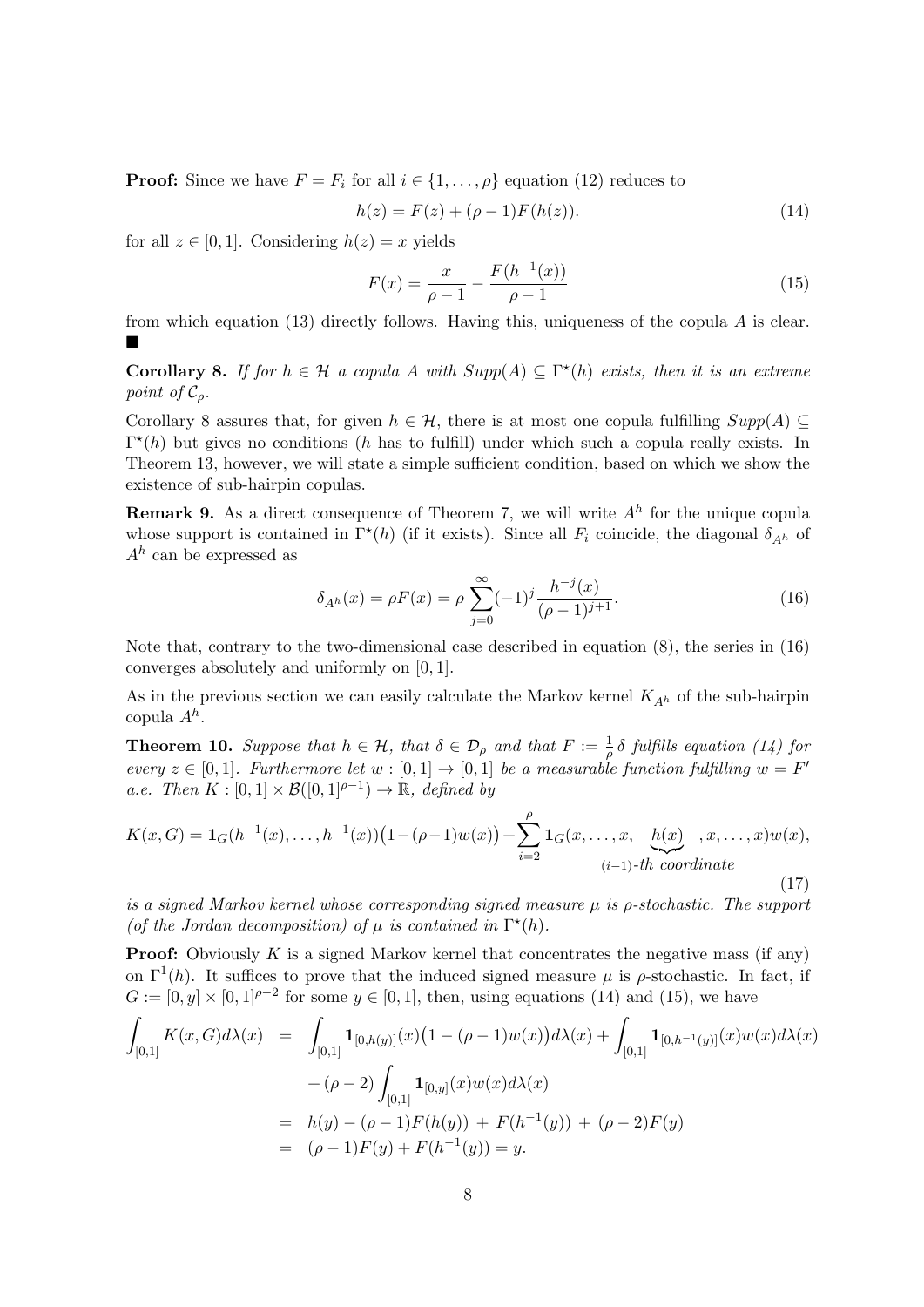**Proof:** Since we have $F = F_i$ for all $i \in \{1, \dots, \rho\}$ equation (12) reduces to

$$h(z) = F(z) + (\rho - 1)F(h(z)). \tag{14}$$

for all $z \in [0,1]$. Considering $h(z) = x$ yields

$$F(x) = \frac{x}{\rho - 1} - \frac{F(h^{-1}(x))}{\rho - 1} \tag{15}$$

from which equation (13) directly follows. Having this, uniqueness of the copula $A$ is clear. ■

**Corollary 8.** *If for $h \in \mathcal{H}$ a copula $A$ with $Supp(A) \subseteq \Gamma^\star(h)$ exists, then it is an extreme point of $\mathcal{C}_\rho$.*

Corollary 8 assures that, for given $h \in \mathcal{H}$, there is at most one copula fulfilling $Supp(A) \subseteq \Gamma^\star(h)$ but gives no conditions ($h$ has to fulfill) under which such a copula really exists. In Theorem 13, however, we will state a simple sufficient condition, based on which we show the existence of sub-hairpin copulas.

**Remark 9.** As a direct consequence of Theorem 7, we will write $A^h$ for the unique copula whose support is contained in $\Gamma^\star(h)$ (if it exists). Since all $F_i$ coincide, the diagonal $\delta_{A^h}$ of $A^h$ can be expressed as

$$\delta_{A^h}(x) = \rho F(x) = \rho \sum_{j=0}^{\infty} (-1)^j \frac{h^{-j}(x)}{(\rho - 1)^{j+1}}. \tag{16}$$

Note that, contrary to the two-dimensional case described in equation (8), the series in (16) converges absolutely and uniformly on $[0,1]$.

As in the previous section we can easily calculate the Markov kernel $K_{A^h}$ of the sub-hairpin copula $A^h$.

**Theorem 10.** *Suppose that $h \in \mathcal{H}$, that $\delta \in \mathcal{D}_\rho$ and that $F := \frac{1}{\rho}\delta$ fulfills equation (14) for every $z \in [0,1]$. Furthermore let $w : [0,1] \to [0,1]$ be a measurable function fulfilling $w = F'$ a.e. Then $K : [0,1] \times \mathcal{B}([0,1]^{\rho-1}) \to \mathbb{R}$, defined by*

$$K(x, G) = \mathbf{1}_G(h^{-1}(x), \dots, h^{-1}(x))\big(1 - (\rho - 1)w(x)\big) + \sum_{i=2}^{\rho} \mathbf{1}_G(x, \dots, x, \underbrace{h(x)}_{(i-1)\text{-th coordinate}}, x, \dots, x)w(x), \tag{17}$$

*is a signed Markov kernel whose corresponding signed measure $\mu$ is $\rho$-stochastic. The support (of the Jordan decomposition) of $\mu$ is contained in $\Gamma^\star(h)$.*

**Proof:** Obviously $K$ is a signed Markov kernel that concentrates the negative mass (if any) on $\Gamma^1(h)$. It suffices to prove that the induced signed measure $\mu$ is $\rho$-stochastic. In fact, if $G := [0, y] \times [0,1]^{\rho-2}$ for some $y \in [0,1]$, then, using equations (14) and (15), we have

$$\begin{aligned}
\int_{[0,1]} K(x, G) d\lambda(x) &= \int_{[0,1]} \mathbf{1}_{[0,h(y)]}(x)\big(1 - (\rho - 1)w(x)\big) d\lambda(x) + \int_{[0,1]} \mathbf{1}_{[0,h^{-1}(y)]}(x) w(x) d\lambda(x) \\
&\quad + (\rho - 2) \int_{[0,1]} \mathbf{1}_{[0,y]}(x) w(x) d\lambda(x) \\
&= h(y) - (\rho - 1)F(h(y)) \; + \; F(h^{-1}(y)) \; + \; (\rho - 2)F(y) \\
&= (\rho - 1)F(y) + F(h^{-1}(y)) = y.
\end{aligned}$$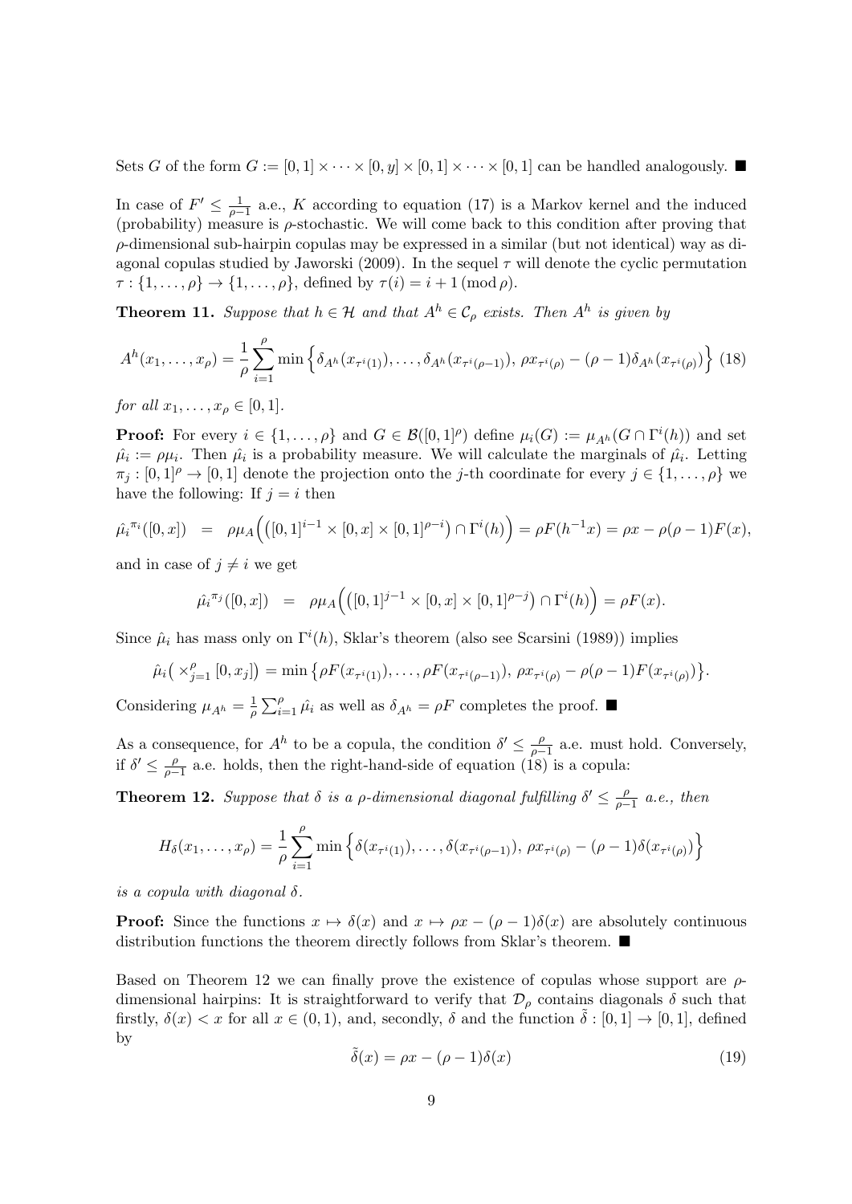Sets $G$ of the form $G := [0,1] \times \cdots \times [0,y] \times [0,1] \times \cdots \times [0,1]$ can be handled analogously. ■

In case of $F' \leq \frac{1}{\rho-1}$ a.e., $K$ according to equation (17) is a Markov kernel and the induced (probability) measure is $\rho$-stochastic. We will come back to this condition after proving that $\rho$-dimensional sub-hairpin copulas may be expressed in a similar (but not identical) way as diagonal copulas studied by Jaworski (2009). In the sequel $\tau$ will denote the cyclic permutation $\tau : \{1,\ldots,\rho\} \to \{1,\ldots,\rho\}$, defined by $\tau(i) = i+1 \,(\mathrm{mod}\,\rho)$.

**Theorem 11.** *Suppose that $h \in \mathcal{H}$ and that $A^h \in \mathcal{C}_\rho$ exists. Then $A^h$ is given by*

$$A^h(x_1,\ldots,x_\rho) = \frac{1}{\rho}\sum_{i=1}^{\rho} \min\Big\{\delta_{A^h}(x_{\tau^i(1)}),\ldots,\delta_{A^h}(x_{\tau^i(\rho-1)}),\, \rho x_{\tau^i(\rho)} - (\rho-1)\delta_{A^h}(x_{\tau^i(\rho)})\Big\} \quad (18)$$

*for all $x_1,\ldots,x_\rho \in [0,1]$.*

**Proof:** For every $i \in \{1,\ldots,\rho\}$ and $G \in \mathcal{B}([0,1]^\rho)$ define $\mu_i(G) := \mu_{A^h}(G \cap \Gamma^i(h))$ and set $\hat{\mu_i} := \rho\mu_i$. Then $\hat{\mu_i}$ is a probability measure. We will calculate the marginals of $\hat{\mu_i}$. Letting $\pi_j : [0,1]^\rho \to [0,1]$ denote the projection onto the $j$-th coordinate for every $j \in \{1,\ldots,\rho\}$ we have the following: If $j = i$ then

$$\hat{\mu_i}^{\pi_i}([0,x]) \;=\; \rho\mu_A\Big(\big([0,1]^{i-1} \times [0,x] \times [0,1]^{\rho-i}\big) \cap \Gamma^i(h)\Big) = \rho F(h^{-1}x) = \rho x - \rho(\rho-1)F(x),$$

and in case of $j \neq i$ we get

$$\hat{\mu_i}^{\pi_j}([0,x]) \;=\; \rho\mu_A\Big(\big([0,1]^{j-1} \times [0,x] \times [0,1]^{\rho-j}\big) \cap \Gamma^i(h)\Big) = \rho F(x).$$

Since $\hat{\mu_i}$ has mass only on $\Gamma^i(h)$, Sklar's theorem (also see Scarsini (1989)) implies

$$\hat{\mu_i}\big(\times_{j=1}^{\rho} [0,x_j]\big) = \min\big\{\rho F(x_{\tau^i(1)}),\ldots,\rho F(x_{\tau^i(\rho-1)}),\, \rho x_{\tau^i(\rho)} - \rho(\rho-1)F(x_{\tau^i(\rho)})\big\}.$$

Considering $\mu_{A^h} = \frac{1}{\rho}\sum_{i=1}^{\rho}\hat{\mu_i}$ as well as $\delta_{A^h} = \rho F$ completes the proof. ■

As a consequence, for $A^h$ to be a copula, the condition $\delta' \leq \frac{\rho}{\rho-1}$ a.e. must hold. Conversely, if $\delta' \leq \frac{\rho}{\rho-1}$ a.e. holds, then the right-hand-side of equation (18) is a copula:

**Theorem 12.** *Suppose that $\delta$ is a $\rho$-dimensional diagonal fulfilling $\delta' \leq \frac{\rho}{\rho-1}$ a.e., then*

$$H_\delta(x_1,\ldots,x_\rho) = \frac{1}{\rho}\sum_{i=1}^{\rho}\min\Big\{\delta(x_{\tau^i(1)}),\ldots,\delta(x_{\tau^i(\rho-1)}),\, \rho x_{\tau^i(\rho)} - (\rho-1)\delta(x_{\tau^i(\rho)})\Big\}$$

*is a copula with diagonal $\delta$.*

**Proof:** Since the functions $x \mapsto \delta(x)$ and $x \mapsto \rho x - (\rho-1)\delta(x)$ are absolutely continuous distribution functions the theorem directly follows from Sklar's theorem. ■

Based on Theorem 12 we can finally prove the existence of copulas whose support are $\rho$-dimensional hairpins: It is straightforward to verify that $\mathcal{D}_\rho$ contains diagonals $\delta$ such that firstly, $\delta(x) < x$ for all $x \in (0,1)$, and, secondly, $\delta$ and the function $\tilde{\delta} : [0,1] \to [0,1]$, defined by

$$\tilde{\delta}(x) = \rho x - (\rho-1)\delta(x) \quad (19)$$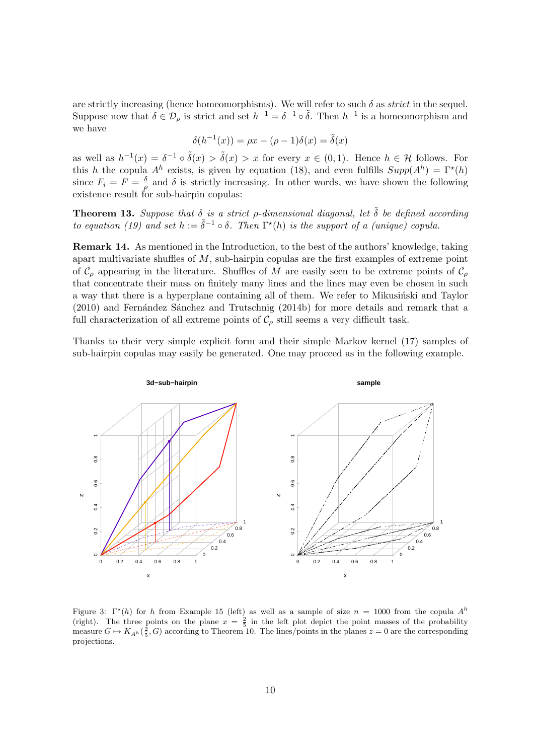are strictly increasing (hence homeomorphisms). We will refer to such $\delta$ as *strict* in the sequel. Suppose now that $\delta \in \mathcal{D}_\rho$ is strict and set $h^{-1} = \delta^{-1} \circ \tilde{\delta}$. Then $h^{-1}$ is a homeomorphism and we have

$$\delta(h^{-1}(x)) = \rho x - (\rho - 1)\delta(x) = \tilde{\delta}(x)$$

as well as $h^{-1}(x) = \delta^{-1} \circ \tilde{\delta}(x) > \tilde{\delta}(x) > x$ for every $x \in (0,1)$. Hence $h \in \mathcal{H}$ follows. For this $h$ the copula $A^h$ exists, is given by equation (18), and even fulfills $Supp(A^h) = \Gamma^\star(h)$ since $F_i = F = \frac{\delta}{\rho}$ and $\delta$ is strictly increasing. In other words, we have shown the following existence result for sub-hairpin copulas:

**Theorem 13.** *Suppose that $\delta$ is a strict $\rho$-dimensional diagonal, let $\tilde{\delta}$ be defined according to equation (19) and set $h := \tilde{\delta}^{-1} \circ \delta$. Then $\Gamma^\star(h)$ is the support of a (unique) copula.*

**Remark 14.** As mentioned in the Introduction, to the best of the authors' knowledge, taking apart multivariate shuffles of $M$, sub-hairpin copulas are the first examples of extreme point of $\mathcal{C}_\rho$ appearing in the literature. Shuffles of $M$ are easily seen to be extreme points of $\mathcal{C}_\rho$ that concentrate their mass on finitely many lines and the lines may even be chosen in such a way that there is a hyperplane containing all of them. We refer to Mikusiński and Taylor (2010) and Fernández Sánchez and Trutschnig (2014b) for more details and remark that a full characterization of all extreme points of $\mathcal{C}_\rho$ still seems a very difficult task.

Thanks to their very simple explicit form and their simple Markov kernel (17) samples of sub-hairpin copulas may easily be generated. One may proceed as in the following example.

Figure 3: $\Gamma^\star(h)$ for $h$ from Example 15 (left) as well as a sample of size $n = 1000$ from the copula $A^h$ (right). The three points on the plane $x = \frac{2}{5}$ in the left plot depict the point masses of the probability measure $G \mapsto K_{A^h}(\frac{2}{5}, G)$ according to Theorem 10. The lines/points in the planes $z = 0$ are the corresponding projections.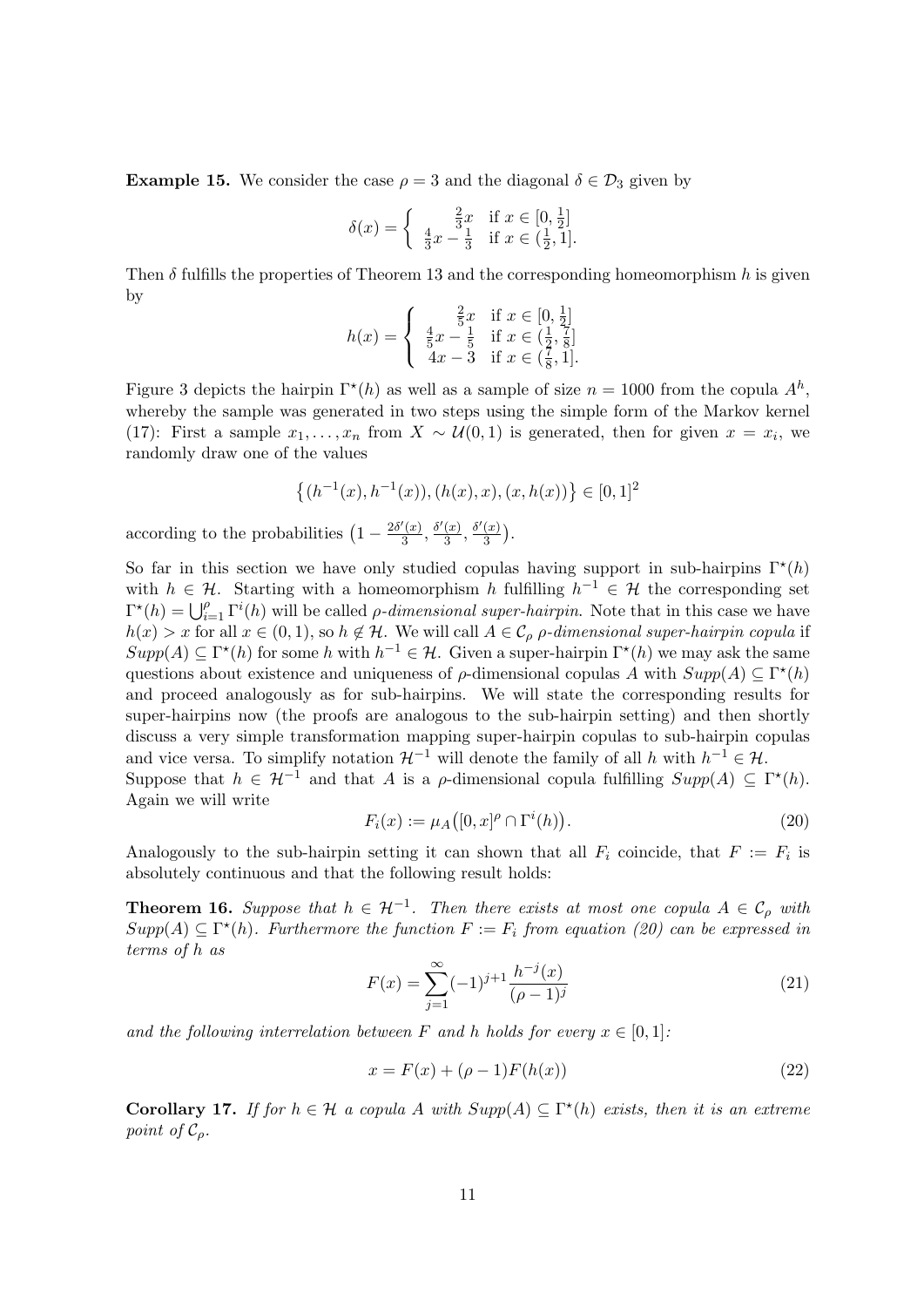**Example 15.** We consider the case $\rho = 3$ and the diagonal $\delta \in \mathcal{D}_3$ given by

$$\delta(x) = \begin{cases} \frac{2}{3}x & \text{if } x \in [0, \frac{1}{2}] \\ \frac{4}{3}x - \frac{1}{3} & \text{if } x \in (\frac{1}{2}, 1]. \end{cases}$$

Then $\delta$ fulfills the properties of Theorem 13 and the corresponding homeomorphism $h$ is given by

$$h(x) = \begin{cases} \frac{2}{5}x & \text{if } x \in [0, \frac{1}{2}] \\ \frac{4}{5}x - \frac{1}{5} & \text{if } x \in (\frac{1}{2}, \frac{7}{8}] \\ 4x - 3 & \text{if } x \in (\frac{7}{8}, 1]. \end{cases}$$

Figure 3 depicts the hairpin $\Gamma^\star(h)$ as well as a sample of size $n = 1000$ from the copula $A^h$, whereby the sample was generated in two steps using the simple form of the Markov kernel (17): First a sample $x_1, \ldots, x_n$ from $X \sim \mathcal{U}(0,1)$ is generated, then for given $x = x_i$, we randomly draw one of the values

$$\big\{(h^{-1}(x), h^{-1}(x)), (h(x), x), (x, h(x))\big\} \in [0,1]^2$$

according to the probabilities $\big(1 - \frac{2\delta'(x)}{3}, \frac{\delta'(x)}{3}, \frac{\delta'(x)}{3}\big)$.

So far in this section we have only studied copulas having support in sub-hairpins $\Gamma^\star(h)$ with $h \in \mathcal{H}$. Starting with a homeomorphism $h$ fulfilling $h^{-1} \in \mathcal{H}$ the corresponding set $\Gamma^\star(h) = \bigcup_{i=1}^{\rho} \Gamma^i(h)$ will be called *$\rho$-dimensional super-hairpin*. Note that in this case we have $h(x) > x$ for all $x \in (0,1)$, so $h \notin \mathcal{H}$. We will call $A \in \mathcal{C}_\rho$ *$\rho$-dimensional super-hairpin copula* if $Supp(A) \subseteq \Gamma^\star(h)$ for some $h$ with $h^{-1} \in \mathcal{H}$. Given a super-hairpin $\Gamma^\star(h)$ we may ask the same questions about existence and uniqueness of $\rho$-dimensional copulas $A$ with $Supp(A) \subseteq \Gamma^\star(h)$ and proceed analogously as for sub-hairpins. We will state the corresponding results for super-hairpins now (the proofs are analogous to the sub-hairpin setting) and then shortly discuss a very simple transformation mapping super-hairpin copulas to sub-hairpin copulas and vice versa. To simplify notation $\mathcal{H}^{-1}$ will denote the family of all $h$ with $h^{-1} \in \mathcal{H}$.
Suppose that $h \in \mathcal{H}^{-1}$ and that $A$ is a $\rho$-dimensional copula fulfilling $Supp(A) \subseteq \Gamma^\star(h)$. Again we will write

$$F_i(x) := \mu_A\big([0,x]^\rho \cap \Gamma^i(h)\big). \tag{20}$$

Analogously to the sub-hairpin setting it can shown that all $F_i$ coincide, that $F := F_i$ is absolutely continuous and that the following result holds:

**Theorem 16.** *Suppose that $h \in \mathcal{H}^{-1}$. Then there exists at most one copula $A \in \mathcal{C}_\rho$ with $Supp(A) \subseteq \Gamma^\star(h)$. Furthermore the function $F := F_i$ from equation (20) can be expressed in terms of $h$ as*

$$F(x) = \sum_{j=1}^{\infty} (-1)^{j+1} \frac{h^{-j}(x)}{(\rho-1)^j} \tag{21}$$

*and the following interrelation between $F$ and $h$ holds for every $x \in [0,1]$:*

$$x = F(x) + (\rho - 1)F(h(x)) \tag{22}$$

**Corollary 17.** *If for $h \in \mathcal{H}$ a copula $A$ with $Supp(A) \subseteq \Gamma^\star(h)$ exists, then it is an extreme point of $\mathcal{C}_\rho$.*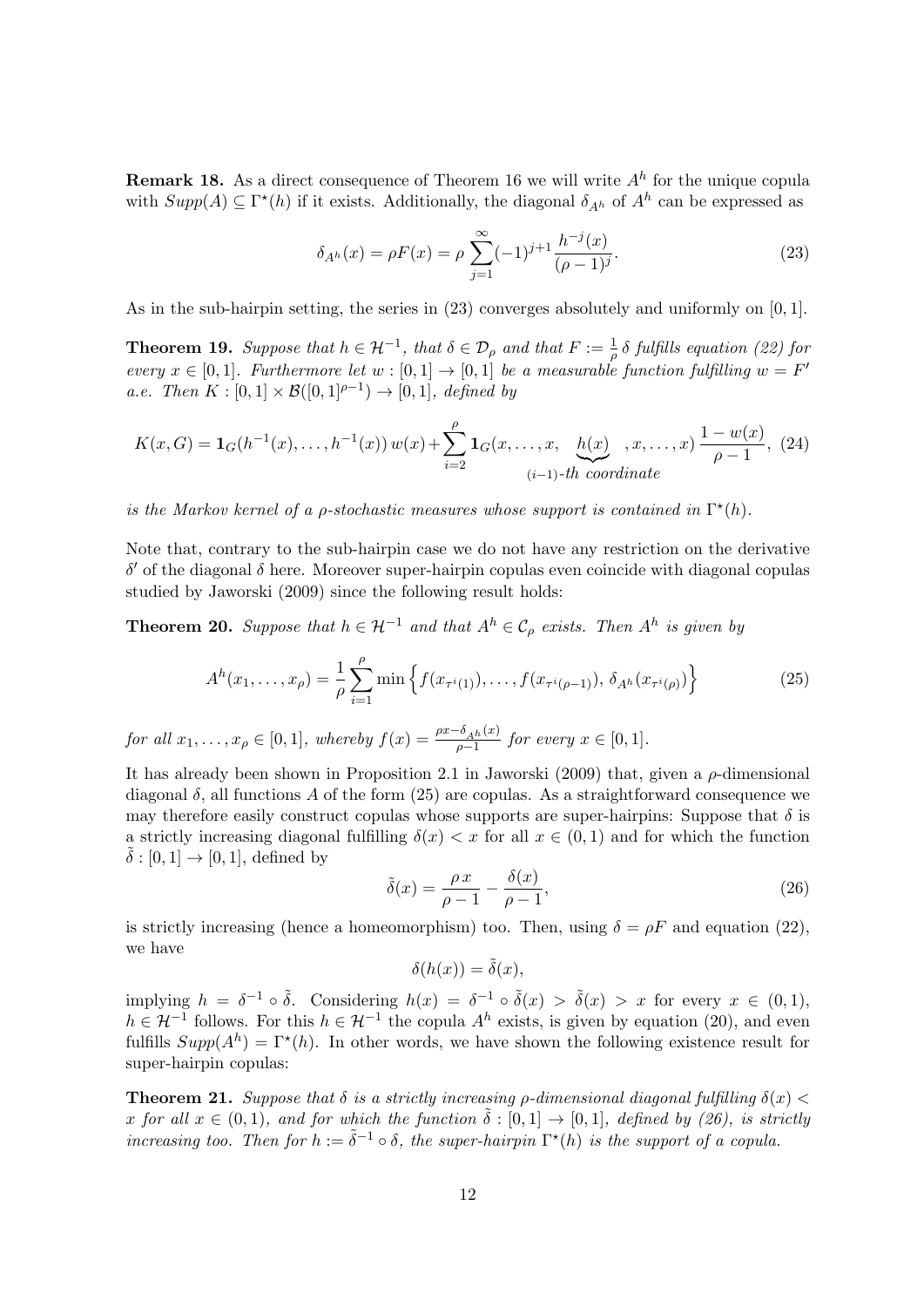**Remark 18.** As a direct consequence of Theorem 16 we will write $A^h$ for the unique copula with $Supp(A) \subseteq \Gamma^\star(h)$ if it exists. Additionally, the diagonal $\delta_{A^h}$ of $A^h$ can be expressed as

$$\delta_{A^h}(x) = \rho F(x) = \rho \sum_{j=1}^{\infty} (-1)^{j+1} \frac{h^{-j}(x)}{(\rho-1)^j}. \tag{23}$$

As in the sub-hairpin setting, the series in (23) converges absolutely and uniformly on $[0,1]$.

**Theorem 19.** *Suppose that $h \in \mathcal{H}^{-1}$, that $\delta \in \mathcal{D}_\rho$ and that $F := \frac{1}{\rho}\delta$ fulfills equation (22) for every $x \in [0,1]$. Furthermore let $w : [0,1] \to [0,1]$ be a measurable function fulfilling $w = F'$ a.e. Then $K : [0,1] \times \mathcal{B}([0,1]^{\rho-1}) \to [0,1]$, defined by*

$$K(x,G) = \mathbf{1}_G(h^{-1}(x),\ldots,h^{-1}(x))\, w(x) + \sum_{i=2}^{\rho} \mathbf{1}_G(x,\ldots,x, \underbrace{h(x)}_{(i-1)\text{-th coordinate}}, x,\ldots,x)\, \frac{1-w(x)}{\rho-1}, \tag{24}$$

*is the Markov kernel of a $\rho$-stochastic measures whose support is contained in $\Gamma^\star(h)$.*

Note that, contrary to the sub-hairpin case we do not have any restriction on the derivative $\delta'$ of the diagonal $\delta$ here. Moreover super-hairpin copulas even coincide with diagonal copulas studied by Jaworski (2009) since the following result holds:

**Theorem 20.** *Suppose that $h \in \mathcal{H}^{-1}$ and that $A^h \in \mathcal{C}_\rho$ exists. Then $A^h$ is given by*

$$A^h(x_1,\ldots,x_\rho) = \frac{1}{\rho} \sum_{i=1}^{\rho} \min\left\{ f(x_{\tau^i(1)}),\ldots,f(x_{\tau^i(\rho-1)}),\, \delta_{A^h}(x_{\tau^i(\rho)}) \right\} \tag{25}$$

*for all $x_1,\ldots,x_\rho \in [0,1]$, whereby $f(x) = \frac{\rho x - \delta_{A^h}(x)}{\rho-1}$ for every $x \in [0,1]$.*

It has already been shown in Proposition 2.1 in Jaworski (2009) that, given a $\rho$-dimensional diagonal $\delta$, all functions $A$ of the form (25) are copulas. As a straightforward consequence we may therefore easily construct copulas whose supports are super-hairpins: Suppose that $\delta$ is a strictly increasing diagonal fulfilling $\delta(x) < x$ for all $x \in (0,1)$ and for which the function $\tilde{\delta} : [0,1] \to [0,1]$, defined by

$$\tilde{\delta}(x) = \frac{\rho\, x}{\rho-1} - \frac{\delta(x)}{\rho-1}, \tag{26}$$

is strictly increasing (hence a homeomorphism) too. Then, using $\delta = \rho F$ and equation (22), we have

$$\delta(h(x)) = \tilde{\delta}(x),$$

implying $h = \delta^{-1} \circ \tilde{\delta}$. Considering $h(x) = \delta^{-1} \circ \tilde{\delta}(x) > \tilde{\delta}(x) > x$ for every $x \in (0,1)$, $h \in \mathcal{H}^{-1}$ follows. For this $h \in \mathcal{H}^{-1}$ the copula $A^h$ exists, is given by equation (20), and even fulfills $Supp(A^h) = \Gamma^\star(h)$. In other words, we have shown the following existence result for super-hairpin copulas:

**Theorem 21.** *Suppose that $\delta$ is a strictly increasing $\rho$-dimensional diagonal fulfilling $\delta(x) < x$ for all $x \in (0,1)$, and for which the function $\tilde{\delta} : [0,1] \to [0,1]$, defined by (26), is strictly increasing too. Then for $h := \tilde{\delta}^{-1} \circ \delta$, the super-hairpin $\Gamma^\star(h)$ is the support of a copula.*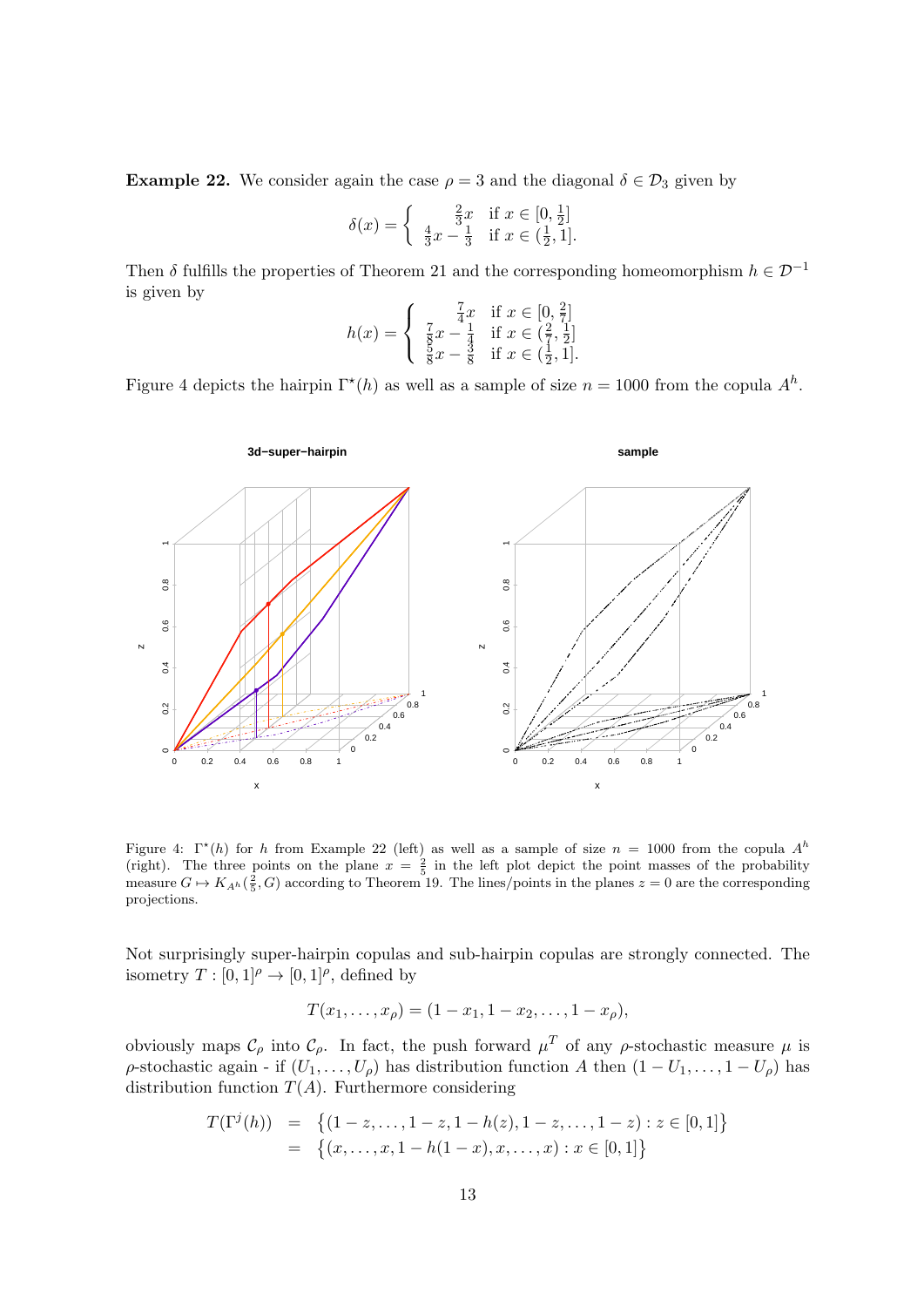**Example 22.** We consider again the case $\rho = 3$ and the diagonal $\delta \in \mathcal{D}_3$ given by

$$\delta(x) = \begin{cases} \frac{2}{3}x & \text{if } x \in [0, \frac{1}{2}] \\ \frac{4}{3}x - \frac{1}{3} & \text{if } x \in (\frac{1}{2}, 1]. \end{cases}$$

Then $\delta$ fulfills the properties of Theorem 21 and the corresponding homeomorphism $h \in \mathcal{D}^{-1}$ is given by

$$h(x) = \begin{cases} \frac{7}{4}x & \text{if } x \in [0, \frac{2}{7}] \\ \frac{7}{8}x - \frac{1}{4} & \text{if } x \in (\frac{2}{7}, \frac{1}{2}] \\ \frac{5}{8}x - \frac{3}{8} & \text{if } x \in (\frac{1}{2}, 1]. \end{cases}$$

Figure 4 depicts the hairpin $\Gamma^\star(h)$ as well as a sample of size $n = 1000$ from the copula $A^h$.

Figure 4: $\Gamma^\star(h)$ for $h$ from Example 22 (left) as well as a sample of size $n = 1000$ from the copula $A^h$ (right). The three points on the plane $x = \frac{2}{5}$ in the left plot depict the point masses of the probability measure $G \mapsto K_{A^h}(\frac{2}{5}, G)$ according to Theorem 19. The lines/points in the planes $z = 0$ are the corresponding projections.

Not surprisingly super-hairpin copulas and sub-hairpin copulas are strongly connected. The isometry $T : [0, 1]^\rho \to [0, 1]^\rho$, defined by

$$T(x_1, \ldots, x_\rho) = (1 - x_1, 1 - x_2, \ldots, 1 - x_\rho),$$

obviously maps $\mathcal{C}_\rho$ into $\mathcal{C}_\rho$. In fact, the push forward $\mu^T$ of any $\rho$-stochastic measure $\mu$ is $\rho$-stochastic again - if $(U_1, \ldots, U_\rho)$ has distribution function $A$ then $(1 - U_1, \ldots, 1 - U_\rho)$ has distribution function $T(A)$. Furthermore considering

$$\begin{aligned} T(\Gamma^j(h)) &= \big\{(1 - z, \ldots, 1 - z, 1 - h(z), 1 - z, \ldots, 1 - z) : z \in [0, 1]\big\} \\ &= \big\{(x, \ldots, x, 1 - h(1 - x), x, \ldots, x) : x \in [0, 1]\big\} \end{aligned}$$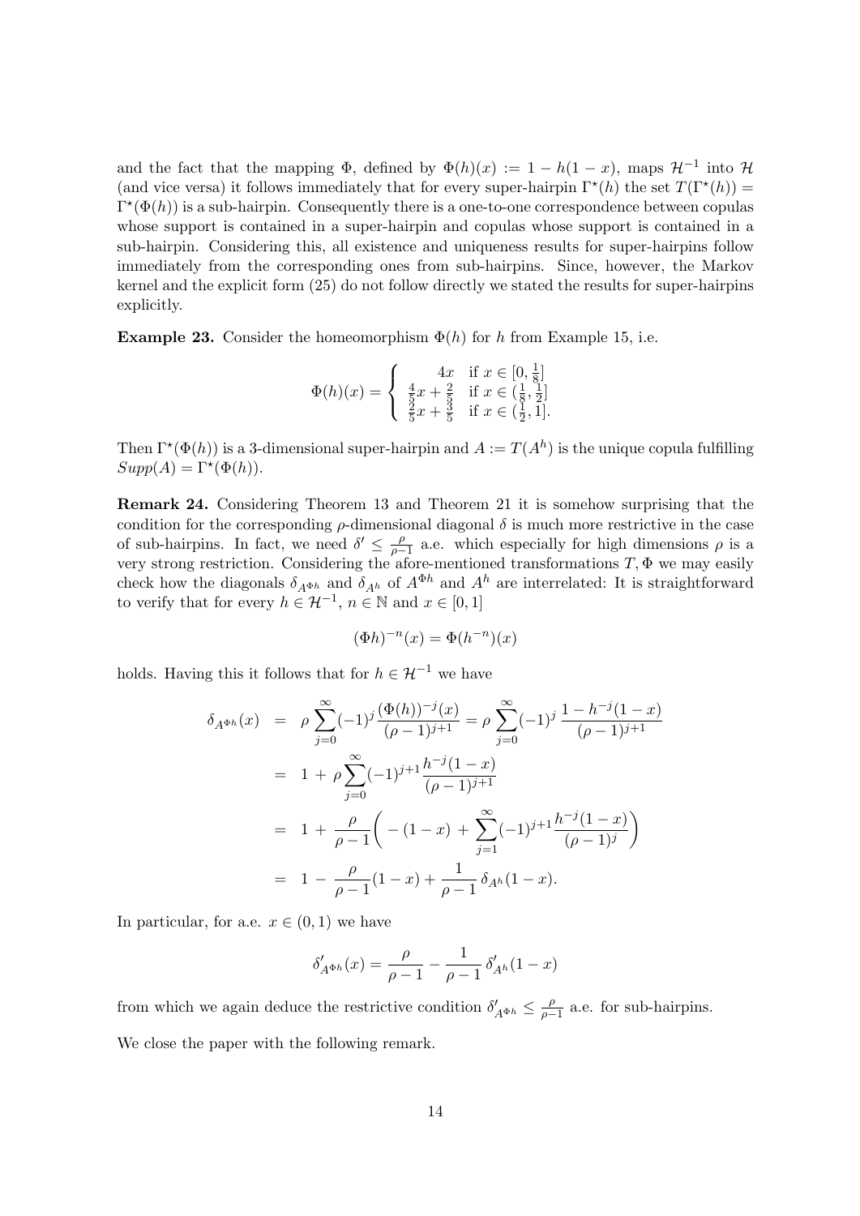and the fact that the mapping $\Phi$, defined by $\Phi(h)(x) := 1 - h(1-x)$, maps $\mathcal{H}^{-1}$ into $\mathcal{H}$ (and vice versa) it follows immediately that for every super-hairpin $\Gamma^\star(h)$ the set $T(\Gamma^\star(h)) = \Gamma^\star(\Phi(h))$ is a sub-hairpin. Consequently there is a one-to-one correspondence between copulas whose support is contained in a super-hairpin and copulas whose support is contained in a sub-hairpin. Considering this, all existence and uniqueness results for super-hairpins follow immediately from the corresponding ones from sub-hairpins. Since, however, the Markov kernel and the explicit form (25) do not follow directly we stated the results for super-hairpins explicitly.

**Example 23.** Consider the homeomorphism $\Phi(h)$ for $h$ from Example 15, i.e.

$$\Phi(h)(x) = \begin{cases} 4x & \text{if } x \in [0, \frac{1}{8}] \\ \frac{4}{5}x + \frac{2}{5} & \text{if } x \in (\frac{1}{8}, \frac{1}{2}] \\ \frac{2}{5}x + \frac{3}{5} & \text{if } x \in (\frac{1}{2}, 1]. \end{cases}$$

Then $\Gamma^\star(\Phi(h))$ is a 3-dimensional super-hairpin and $A := T(A^h)$ is the unique copula fulfilling $Supp(A) = \Gamma^\star(\Phi(h))$.

**Remark 24.** Considering Theorem 13 and Theorem 21 it is somehow surprising that the condition for the corresponding $\rho$-dimensional diagonal $\delta$ is much more restrictive in the case of sub-hairpins. In fact, we need $\delta' \leq \frac{\rho}{\rho-1}$ a.e. which especially for high dimensions $\rho$ is a very strong restriction. Considering the afore-mentioned transformations $T, \Phi$ we may easily check how the diagonals $\delta_{A^{\Phi h}}$ and $\delta_{A^h}$ of $A^{\Phi h}$ and $A^h$ are interrelated: It is straightforward to verify that for every $h \in \mathcal{H}^{-1}$, $n \in \mathbb{N}$ and $x \in [0,1]$

$$(\Phi h)^{-n}(x) = \Phi(h^{-n})(x)$$

holds. Having this it follows that for $h \in \mathcal{H}^{-1}$ we have

$$\begin{aligned}
\delta_{A^{\Phi h}}(x) &= \rho \sum_{j=0}^{\infty} (-1)^j \frac{(\Phi(h))^{-j}(x)}{(\rho-1)^{j+1}} = \rho \sum_{j=0}^{\infty} (-1)^j \frac{1 - h^{-j}(1-x)}{(\rho-1)^{j+1}} \\
&= 1 + \rho \sum_{j=0}^{\infty} (-1)^{j+1} \frac{h^{-j}(1-x)}{(\rho-1)^{j+1}} \\
&= 1 + \frac{\rho}{\rho-1} \bigg( -(1-x) + \sum_{j=1}^{\infty} (-1)^{j+1} \frac{h^{-j}(1-x)}{(\rho-1)^j} \bigg) \\
&= 1 - \frac{\rho}{\rho-1}(1-x) + \frac{1}{\rho-1}\, \delta_{A^h}(1-x).
\end{aligned}$$

In particular, for a.e. $x \in (0,1)$ we have

$$\delta'_{A^{\Phi h}}(x) = \frac{\rho}{\rho-1} - \frac{1}{\rho-1}\, \delta'_{A^h}(1-x)$$

from which we again deduce the restrictive condition $\delta'_{A^{\Phi h}} \leq \frac{\rho}{\rho-1}$ a.e. for sub-hairpins.

We close the paper with the following remark.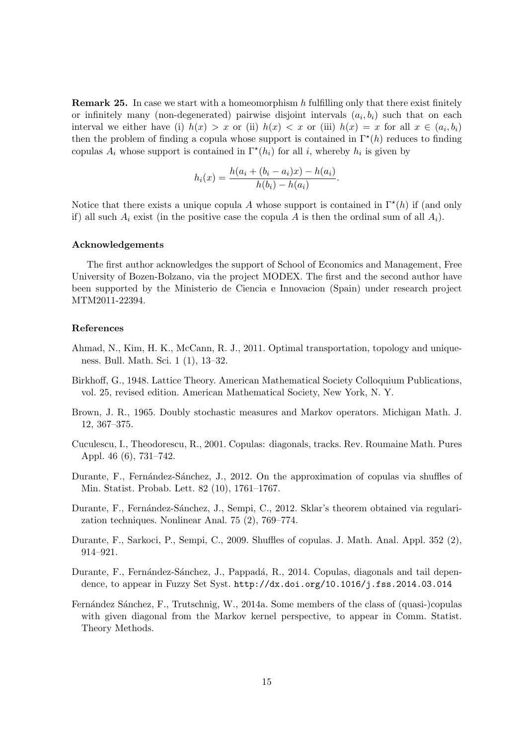**Remark 25.** In case we start with a homeomorphism $h$ fulfilling only that there exist finitely or infinitely many (non-degenerated) pairwise disjoint intervals $(a_i, b_i)$ such that on each interval we either have (i) $h(x) > x$ or (ii) $h(x) < x$ or (iii) $h(x) = x$ for all $x \in (a_i, b_i)$ then the problem of finding a copula whose support is contained in $\Gamma^\star(h)$ reduces to finding copulas $A_i$ whose support is contained in $\Gamma^\star(h_i)$ for all $i$, whereby $h_i$ is given by

$$h_i(x) = \frac{h(a_i + (b_i - a_i)x) - h(a_i)}{h(b_i) - h(a_i)}.$$

Notice that there exists a unique copula $A$ whose support is contained in $\Gamma^\star(h)$ if (and only if) all such $A_i$ exist (in the positive case the copula $A$ is then the ordinal sum of all $A_i$).

### Acknowledgements

The first author acknowledges the support of School of Economics and Management, Free University of Bozen-Bolzano, via the project MODEX. The first and the second author have been supported by the Ministerio de Ciencia e Innovacion (Spain) under research project MTM2011-22394.

### References

Ahmad, N., Kim, H. K., McCann, R. J., 2011. Optimal transportation, topology and uniqueness. Bull. Math. Sci. 1 (1), 13–32.

Birkhoff, G., 1948. Lattice Theory. American Mathematical Society Colloquium Publications, vol. 25, revised edition. American Mathematical Society, New York, N. Y.

Brown, J. R., 1965. Doubly stochastic measures and Markov operators. Michigan Math. J. 12, 367–375.

Cuculescu, I., Theodorescu, R., 2001. Copulas: diagonals, tracks. Rev. Roumaine Math. Pures Appl. 46 (6), 731–742.

Durante, F., Fernández-Sánchez, J., 2012. On the approximation of copulas via shuffles of Min. Statist. Probab. Lett. 82 (10), 1761–1767.

Durante, F., Fernández-Sánchez, J., Sempi, C., 2012. Sklar's theorem obtained via regularization techniques. Nonlinear Anal. 75 (2), 769–774.

Durante, F., Sarkoci, P., Sempi, C., 2009. Shuffles of copulas. J. Math. Anal. Appl. 352 (2), 914–921.

Durante, F., Fernández-Sánchez, J., Pappadá, R., 2014. Copulas, diagonals and tail dependence, to appear in Fuzzy Set Syst. http://dx.doi.org/10.1016/j.fss.2014.03.014

Fernández Sánchez, F., Trutschnig, W., 2014a. Some members of the class of (quasi-)copulas with given diagonal from the Markov kernel perspective, to appear in Comm. Statist. Theory Methods.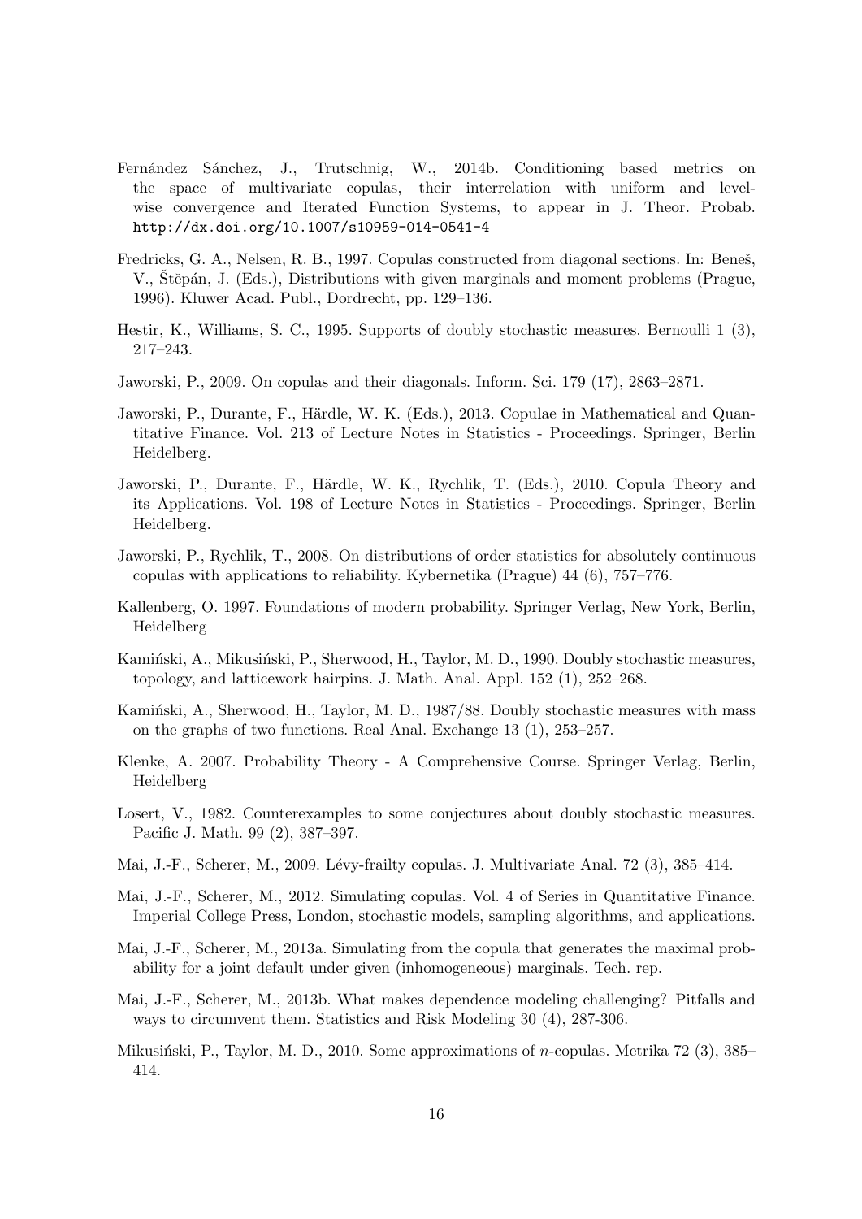Fernández Sánchez, J., Trutschnig, W., 2014b. Conditioning based metrics on the space of multivariate copulas, their interrelation with uniform and levelwise convergence and Iterated Function Systems, to appear in J. Theor. Probab. http://dx.doi.org/10.1007/s10959-014-0541-4

Fredricks, G. A., Nelsen, R. B., 1997. Copulas constructed from diagonal sections. In: Beneš, V., Štěpán, J. (Eds.), Distributions with given marginals and moment problems (Prague, 1996). Kluwer Acad. Publ., Dordrecht, pp. 129–136.

Hestir, K., Williams, S. C., 1995. Supports of doubly stochastic measures. Bernoulli 1 (3), 217–243.

Jaworski, P., 2009. On copulas and their diagonals. Inform. Sci. 179 (17), 2863–2871.

Jaworski, P., Durante, F., Härdle, W. K. (Eds.), 2013. Copulae in Mathematical and Quantitative Finance. Vol. 213 of Lecture Notes in Statistics - Proceedings. Springer, Berlin Heidelberg.

Jaworski, P., Durante, F., Härdle, W. K., Rychlik, T. (Eds.), 2010. Copula Theory and its Applications. Vol. 198 of Lecture Notes in Statistics - Proceedings. Springer, Berlin Heidelberg.

Jaworski, P., Rychlik, T., 2008. On distributions of order statistics for absolutely continuous copulas with applications to reliability. Kybernetika (Prague) 44 (6), 757–776.

Kallenberg, O. 1997. Foundations of modern probability. Springer Verlag, New York, Berlin, Heidelberg

Kamiński, A., Mikusiński, P., Sherwood, H., Taylor, M. D., 1990. Doubly stochastic measures, topology, and latticework hairpins. J. Math. Anal. Appl. 152 (1), 252–268.

Kamiński, A., Sherwood, H., Taylor, M. D., 1987/88. Doubly stochastic measures with mass on the graphs of two functions. Real Anal. Exchange 13 (1), 253–257.

Klenke, A. 2007. Probability Theory - A Comprehensive Course. Springer Verlag, Berlin, Heidelberg

Losert, V., 1982. Counterexamples to some conjectures about doubly stochastic measures. Pacific J. Math. 99 (2), 387–397.

Mai, J.-F., Scherer, M., 2009. Lévy-frailty copulas. J. Multivariate Anal. 72 (3), 385–414.

Mai, J.-F., Scherer, M., 2012. Simulating copulas. Vol. 4 of Series in Quantitative Finance. Imperial College Press, London, stochastic models, sampling algorithms, and applications.

Mai, J.-F., Scherer, M., 2013a. Simulating from the copula that generates the maximal probability for a joint default under given (inhomogeneous) marginals. Tech. rep.

Mai, J.-F., Scherer, M., 2013b. What makes dependence modeling challenging? Pitfalls and ways to circumvent them. Statistics and Risk Modeling 30 (4), 287-306.

Mikusiński, P., Taylor, M. D., 2010. Some approximations of $n$-copulas. Metrika 72 (3), 385–414.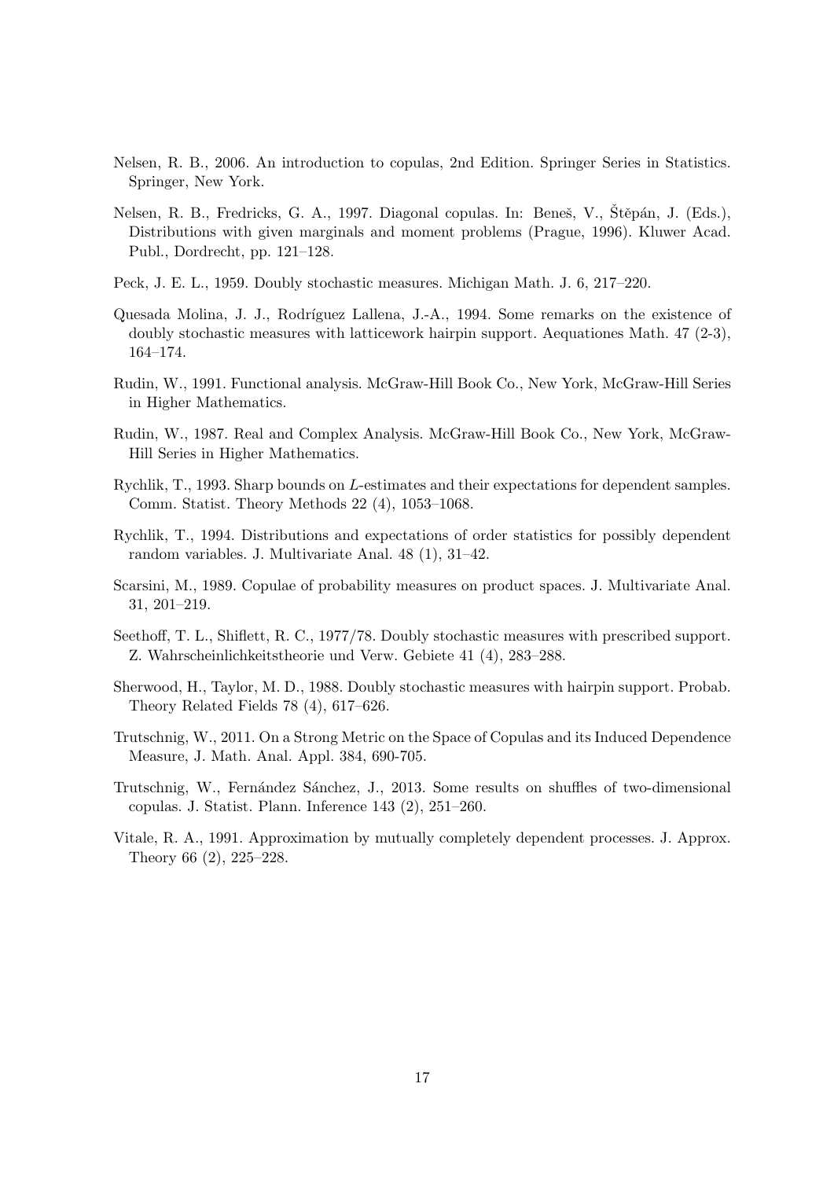Nelsen, R. B., 2006. An introduction to copulas, 2nd Edition. Springer Series in Statistics. Springer, New York.

Nelsen, R. B., Fredricks, G. A., 1997. Diagonal copulas. In: Beneš, V., Štěpán, J. (Eds.), Distributions with given marginals and moment problems (Prague, 1996). Kluwer Acad. Publ., Dordrecht, pp. 121–128.

Peck, J. E. L., 1959. Doubly stochastic measures. Michigan Math. J. 6, 217–220.

Quesada Molina, J. J., Rodríguez Lallena, J.-A., 1994. Some remarks on the existence of doubly stochastic measures with latticework hairpin support. Aequationes Math. 47 (2-3), 164–174.

Rudin, W., 1991. Functional analysis. McGraw-Hill Book Co., New York, McGraw-Hill Series in Higher Mathematics.

Rudin, W., 1987. Real and Complex Analysis. McGraw-Hill Book Co., New York, McGraw-Hill Series in Higher Mathematics.

Rychlik, T., 1993. Sharp bounds on $L$-estimates and their expectations for dependent samples. Comm. Statist. Theory Methods 22 (4), 1053–1068.

Rychlik, T., 1994. Distributions and expectations of order statistics for possibly dependent random variables. J. Multivariate Anal. 48 (1), 31–42.

Scarsini, M., 1989. Copulae of probability measures on product spaces. J. Multivariate Anal. 31, 201–219.

Seethoff, T. L., Shiflett, R. C., 1977/78. Doubly stochastic measures with prescribed support. Z. Wahrscheinlichkeitstheorie und Verw. Gebiete 41 (4), 283–288.

Sherwood, H., Taylor, M. D., 1988. Doubly stochastic measures with hairpin support. Probab. Theory Related Fields 78 (4), 617–626.

Trutschnig, W., 2011. On a Strong Metric on the Space of Copulas and its Induced Dependence Measure, J. Math. Anal. Appl. 384, 690-705.

Trutschnig, W., Fernández Sánchez, J., 2013. Some results on shuffles of two-dimensional copulas. J. Statist. Plann. Inference 143 (2), 251–260.

Vitale, R. A., 1991. Approximation by mutually completely dependent processes. J. Approx. Theory 66 (2), 225–228.